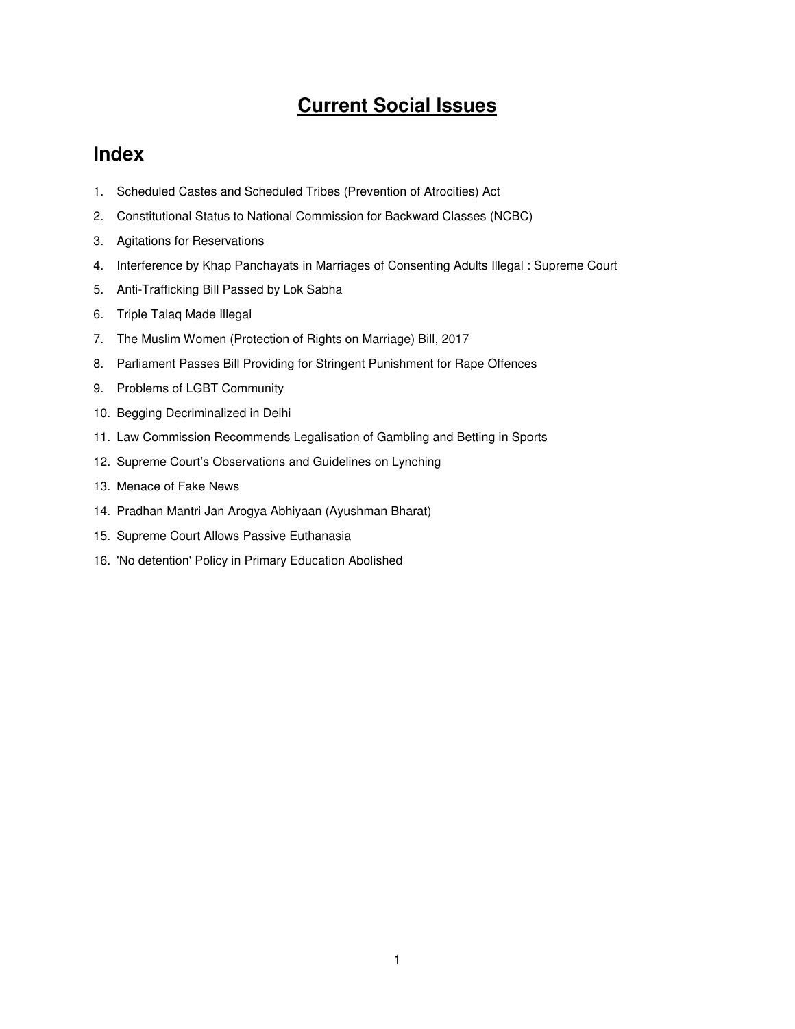# Current Social Issues

## Index

1. Scheduled Castes and Scheduled Tribes (Prevention of Atrocities) Act
2. Constitutional Status to National Commission for Backward Classes (NCBC)
3. Agitations for Reservations
4. Interference by Khap Panchayats in Marriages of Consenting Adults Illegal : Supreme Court
5. Anti-Trafficking Bill Passed by Lok Sabha
6. Triple Talaq Made Illegal
7. The Muslim Women (Protection of Rights on Marriage) Bill, 2017
8. Parliament Passes Bill Providing for Stringent Punishment for Rape Offences
9. Problems of LGBT Community
10. Begging Decriminalized in Delhi
11. Law Commission Recommends Legalisation of Gambling and Betting in Sports
12. Supreme Court's Observations and Guidelines on Lynching
13. Menace of Fake News
14. Pradhan Mantri Jan Arogya Abhiyaan (Ayushman Bharat)
15. Supreme Court Allows Passive Euthanasia
16. 'No detention' Policy in Primary Education Abolished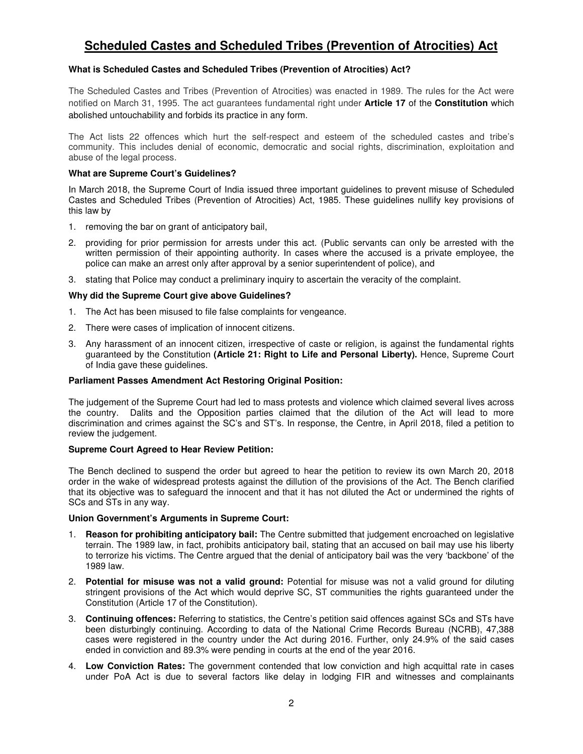# Scheduled Castes and Scheduled Tribes (Prevention of Atrocities) Act

### What is Scheduled Castes and Scheduled Tribes (Prevention of Atrocities) Act?

The Scheduled Castes and Tribes (Prevention of Atrocities) was enacted in 1989. The rules for the Act were notified on March 31, 1995. The act guarantees fundamental right under **Article 17** of the **Constitution** which abolished untouchability and forbids its practice in any form.

The Act lists 22 offences which hurt the self-respect and esteem of the scheduled castes and tribe's community. This includes denial of economic, democratic and social rights, discrimination, exploitation and abuse of the legal process.

### What are Supreme Court's Guidelines?

In March 2018, the Supreme Court of India issued three important guidelines to prevent misuse of Scheduled Castes and Scheduled Tribes (Prevention of Atrocities) Act, 1985. These guidelines nullify key provisions of this law by

1. removing the bar on grant of anticipatory bail,
2. providing for prior permission for arrests under this act. (Public servants can only be arrested with the written permission of their appointing authority. In cases where the accused is a private employee, the police can make an arrest only after approval by a senior superintendent of police), and
3. stating that Police may conduct a preliminary inquiry to ascertain the veracity of the complaint.

### Why did the Supreme Court give above Guidelines?

1. The Act has been misused to file false complaints for vengeance.
2. There were cases of implication of innocent citizens.
3. Any harassment of an innocent citizen, irrespective of caste or religion, is against the fundamental rights guaranteed by the Constitution **(Article 21: Right to Life and Personal Liberty).** Hence, Supreme Court of India gave these guidelines.

### Parliament Passes Amendment Act Restoring Original Position:

The judgement of the Supreme Court had led to mass protests and violence which claimed several lives across the country. Dalits and the Opposition parties claimed that the dilution of the Act will lead to more discrimination and crimes against the SC's and ST's. In response, the Centre, in April 2018, filed a petition to review the judgement.

### Supreme Court Agreed to Hear Review Petition:

The Bench declined to suspend the order but agreed to hear the petition to review its own March 20, 2018 order in the wake of widespread protests against the dillution of the provisions of the Act. The Bench clarified that its objective was to safeguard the innocent and that it has not diluted the Act or undermined the rights of SCs and STs in any way.

### Union Government's Arguments in Supreme Court:

1. **Reason for prohibiting anticipatory bail:** The Centre submitted that judgement encroached on legislative terrain. The 1989 law, in fact, prohibits anticipatory bail, stating that an accused on bail may use his liberty to terrorize his victims. The Centre argued that the denial of anticipatory bail was the very 'backbone' of the 1989 law.
2. **Potential for misuse was not a valid ground:** Potential for misuse was not a valid ground for diluting stringent provisions of the Act which would deprive SC, ST communities the rights guaranteed under the Constitution (Article 17 of the Constitution).
3. **Continuing offences:** Referring to statistics, the Centre's petition said offences against SCs and STs have been disturbingly continuing. According to data of the National Crime Records Bureau (NCRB), 47,388 cases were registered in the country under the Act during 2016. Further, only 24.9% of the said cases ended in conviction and 89.3% were pending in courts at the end of the year 2016.
4. **Low Conviction Rates:** The government contended that low conviction and high acquittal rate in cases under PoA Act is due to several factors like delay in lodging FIR and witnesses and complainants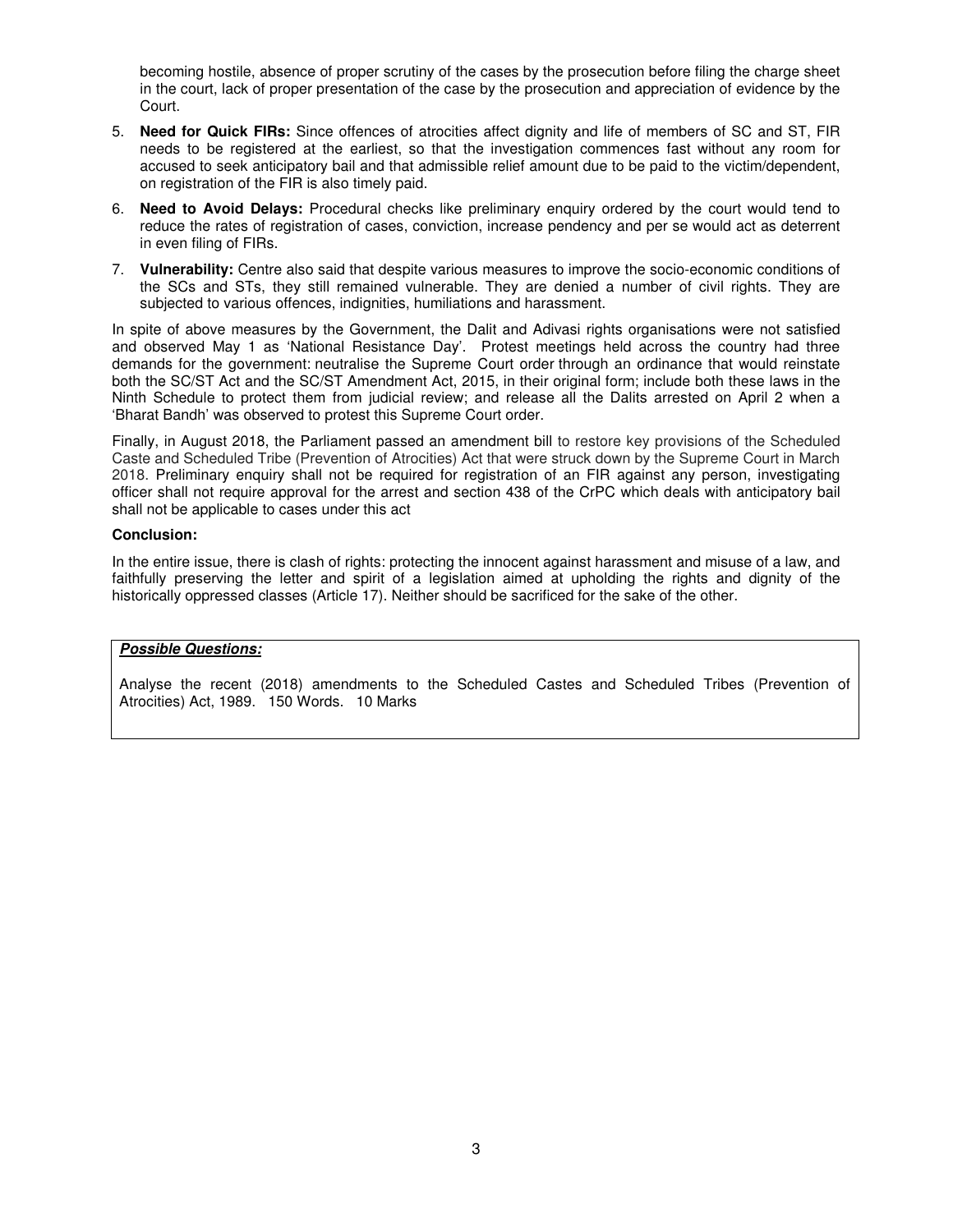becoming hostile, absence of proper scrutiny of the cases by the prosecution before filing the charge sheet in the court, lack of proper presentation of the case by the prosecution and appreciation of evidence by the Court.

5. **Need for Quick FIRs:** Since offences of atrocities affect dignity and life of members of SC and ST, FIR needs to be registered at the earliest, so that the investigation commences fast without any room for accused to seek anticipatory bail and that admissible relief amount due to be paid to the victim/dependent, on registration of the FIR is also timely paid.
6. **Need to Avoid Delays:** Procedural checks like preliminary enquiry ordered by the court would tend to reduce the rates of registration of cases, conviction, increase pendency and per se would act as deterrent in even filing of FIRs.
7. **Vulnerability:** Centre also said that despite various measures to improve the socio-economic conditions of the SCs and STs, they still remained vulnerable. They are denied a number of civil rights. They are subjected to various offences, indignities, humiliations and harassment.

In spite of above measures by the Government, the Dalit and Adivasi rights organisations were not satisfied and observed May 1 as 'National Resistance Day'. Protest meetings held across the country had three demands for the government: neutralise the Supreme Court order through an ordinance that would reinstate both the SC/ST Act and the SC/ST Amendment Act, 2015, in their original form; include both these laws in the Ninth Schedule to protect them from judicial review; and release all the Dalits arrested on April 2 when a 'Bharat Bandh' was observed to protest this Supreme Court order.

Finally, in August 2018, the Parliament passed an amendment bill to restore key provisions of the Scheduled Caste and Scheduled Tribe (Prevention of Atrocities) Act that were struck down by the Supreme Court in March 2018. Preliminary enquiry shall not be required for registration of an FIR against any person, investigating officer shall not require approval for the arrest and section 438 of the CrPC which deals with anticipatory bail shall not be applicable to cases under this act

**Conclusion:**

In the entire issue, there is clash of rights: protecting the innocent against harassment and misuse of a law, and faithfully preserving the letter and spirit of a legislation aimed at upholding the rights and dignity of the historically oppressed classes (Article 17). Neither should be sacrificed for the sake of the other.

***Possible Questions:***

Analyse the recent (2018) amendments to the Scheduled Castes and Scheduled Tribes (Prevention of Atrocities) Act, 1989. 150 Words. 10 Marks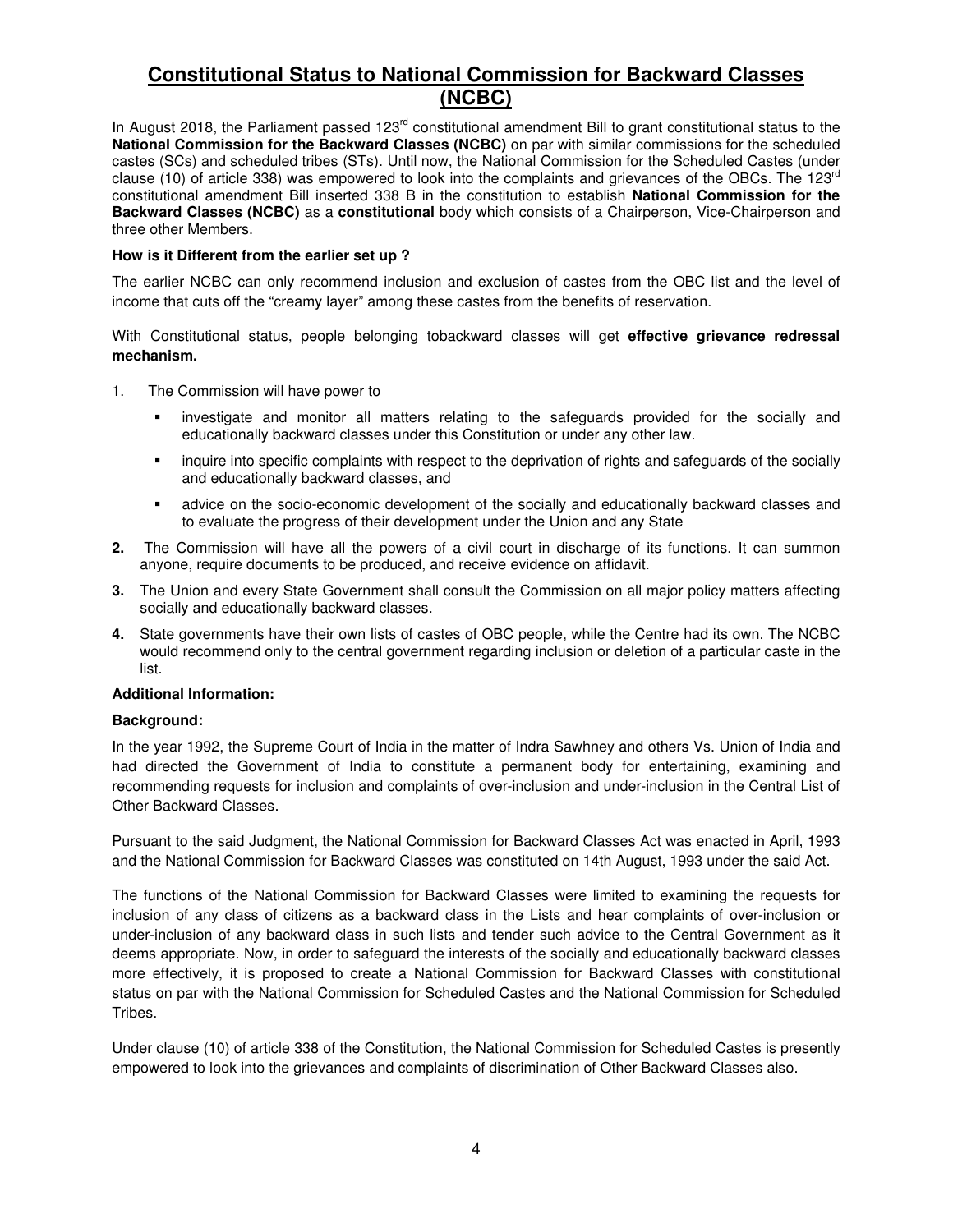# Constitutional Status to National Commission for Backward Classes (NCBC)

In August 2018, the Parliament passed 123rd constitutional amendment Bill to grant constitutional status to the **National Commission for the Backward Classes (NCBC)** on par with similar commissions for the scheduled castes (SCs) and scheduled tribes (STs). Until now, the National Commission for the Scheduled Castes (under clause (10) of article 338) was empowered to look into the complaints and grievances of the OBCs. The 123rd constitutional amendment Bill inserted 338 B in the constitution to establish **National Commission for the Backward Classes (NCBC)** as a **constitutional** body which consists of a Chairperson, Vice-Chairperson and three other Members.

**How is it Different from the earlier set up ?**

The earlier NCBC can only recommend inclusion and exclusion of castes from the OBC list and the level of income that cuts off the "creamy layer" among these castes from the benefits of reservation.

With Constitutional status, people belonging tobackward classes will get **effective grievance redressal mechanism.**

1. The Commission will have power to
   - investigate and monitor all matters relating to the safeguards provided for the socially and educationally backward classes under this Constitution or under any other law.
   - inquire into specific complaints with respect to the deprivation of rights and safeguards of the socially and educationally backward classes, and
   - advice on the socio-economic development of the socially and educationally backward classes and to evaluate the progress of their development under the Union and any State
2. The Commission will have all the powers of a civil court in discharge of its functions. It can summon anyone, require documents to be produced, and receive evidence on affidavit.
3. The Union and every State Government shall consult the Commission on all major policy matters affecting socially and educationally backward classes.
4. State governments have their own lists of castes of OBC people, while the Centre had its own. The NCBC would recommend only to the central government regarding inclusion or deletion of a particular caste in the list.

**Additional Information:**

**Background:**

In the year 1992, the Supreme Court of India in the matter of Indra Sawhney and others Vs. Union of India and had directed the Government of India to constitute a permanent body for entertaining, examining and recommending requests for inclusion and complaints of over-inclusion and under-inclusion in the Central List of Other Backward Classes.

Pursuant to the said Judgment, the National Commission for Backward Classes Act was enacted in April, 1993 and the National Commission for Backward Classes was constituted on 14th August, 1993 under the said Act.

The functions of the National Commission for Backward Classes were limited to examining the requests for inclusion of any class of citizens as a backward class in the Lists and hear complaints of over-inclusion or under-inclusion of any backward class in such lists and tender such advice to the Central Government as it deems appropriate. Now, in order to safeguard the interests of the socially and educationally backward classes more effectively, it is proposed to create a National Commission for Backward Classes with constitutional status on par with the National Commission for Scheduled Castes and the National Commission for Scheduled Tribes.

Under clause (10) of article 338 of the Constitution, the National Commission for Scheduled Castes is presently empowered to look into the grievances and complaints of discrimination of Other Backward Classes also.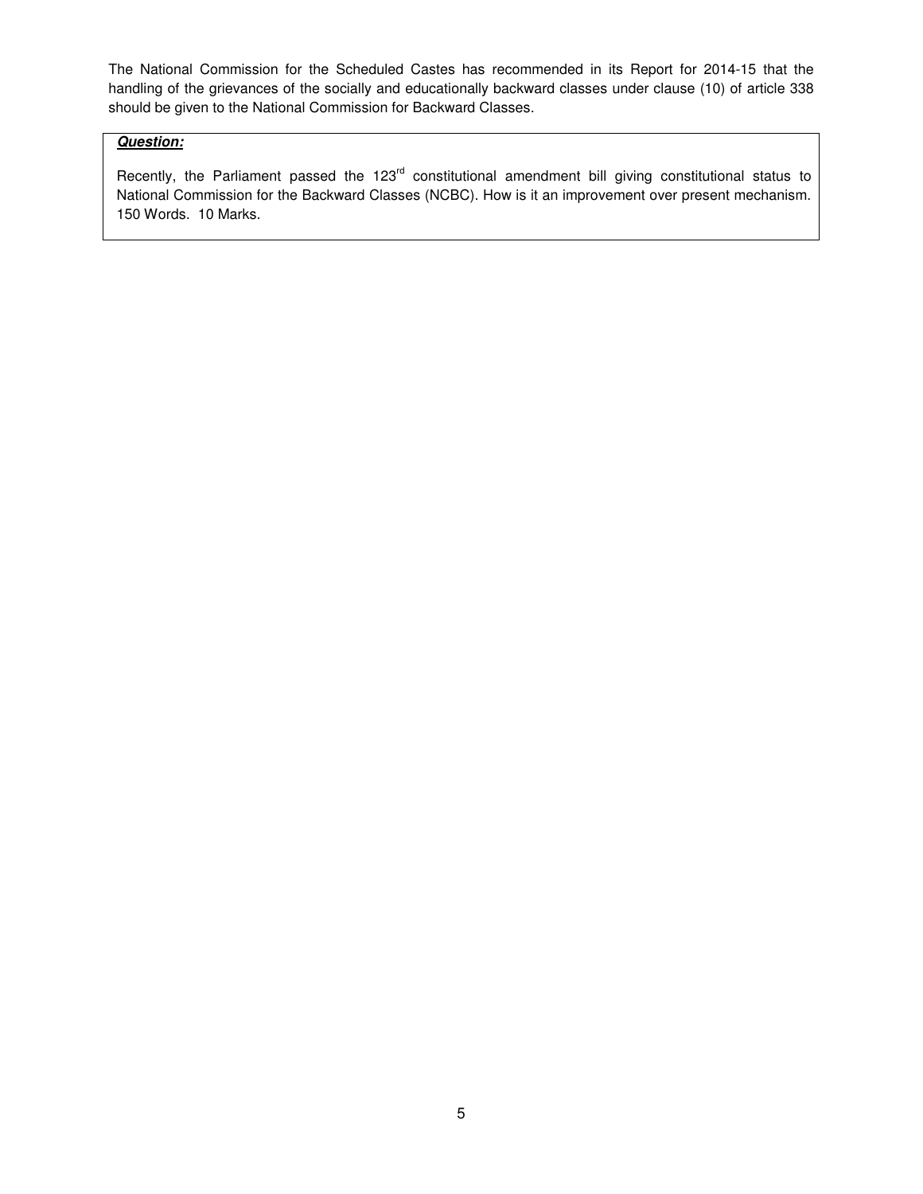The National Commission for the Scheduled Castes has recommended in its Report for 2014-15 that the handling of the grievances of the socially and educationally backward classes under clause (10) of article 338 should be given to the National Commission for Backward Classes.

***Question:***

Recently, the Parliament passed the 123rd constitutional amendment bill giving constitutional status to National Commission for the Backward Classes (NCBC). How is it an improvement over present mechanism. 150 Words. 10 Marks.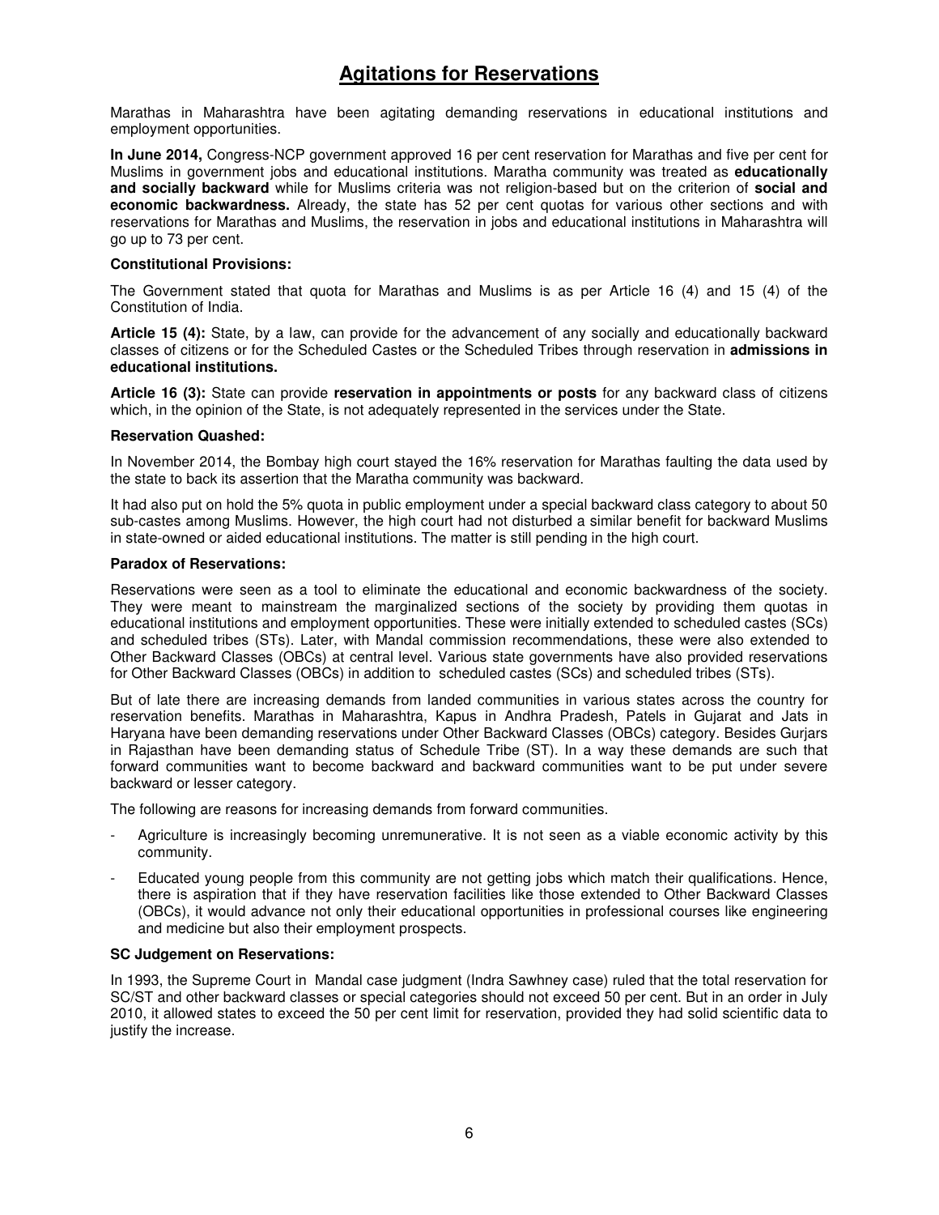# Agitations for Reservations

Marathas in Maharashtra have been agitating demanding reservations in educational institutions and employment opportunities.

**In June 2014,** Congress-NCP government approved 16 per cent reservation for Marathas and five per cent for Muslims in government jobs and educational institutions. Maratha community was treated as **educationally and socially backward** while for Muslims criteria was not religion-based but on the criterion of **social and economic backwardness.** Already, the state has 52 per cent quotas for various other sections and with reservations for Marathas and Muslims, the reservation in jobs and educational institutions in Maharashtra will go up to 73 per cent.

**Constitutional Provisions:**

The Government stated that quota for Marathas and Muslims is as per Article 16 (4) and 15 (4) of the Constitution of India.

**Article 15 (4):** State, by a law, can provide for the advancement of any socially and educationally backward classes of citizens or for the Scheduled Castes or the Scheduled Tribes through reservation in **admissions in educational institutions.**

**Article 16 (3):** State can provide **reservation in appointments or posts** for any backward class of citizens which, in the opinion of the State, is not adequately represented in the services under the State.

**Reservation Quashed:**

In November 2014, the Bombay high court stayed the 16% reservation for Marathas faulting the data used by the state to back its assertion that the Maratha community was backward.

It had also put on hold the 5% quota in public employment under a special backward class category to about 50 sub-castes among Muslims. However, the high court had not disturbed a similar benefit for backward Muslims in state-owned or aided educational institutions. The matter is still pending in the high court.

**Paradox of Reservations:**

Reservations were seen as a tool to eliminate the educational and economic backwardness of the society. They were meant to mainstream the marginalized sections of the society by providing them quotas in educational institutions and employment opportunities. These were initially extended to scheduled castes (SCs) and scheduled tribes (STs). Later, with Mandal commission recommendations, these were also extended to Other Backward Classes (OBCs) at central level. Various state governments have also provided reservations for Other Backward Classes (OBCs) in addition to scheduled castes (SCs) and scheduled tribes (STs).

But of late there are increasing demands from landed communities in various states across the country for reservation benefits. Marathas in Maharashtra, Kapus in Andhra Pradesh, Patels in Gujarat and Jats in Haryana have been demanding reservations under Other Backward Classes (OBCs) category. Besides Gurjars in Rajasthan have been demanding status of Schedule Tribe (ST). In a way these demands are such that forward communities want to become backward and backward communities want to be put under severe backward or lesser category.

The following are reasons for increasing demands from forward communities.

- Agriculture is increasingly becoming unremunerative. It is not seen as a viable economic activity by this community.
- Educated young people from this community are not getting jobs which match their qualifications. Hence, there is aspiration that if they have reservation facilities like those extended to Other Backward Classes (OBCs), it would advance not only their educational opportunities in professional courses like engineering and medicine but also their employment prospects.

**SC Judgement on Reservations:**

In 1993, the Supreme Court in Mandal case judgment (Indra Sawhney case) ruled that the total reservation for SC/ST and other backward classes or special categories should not exceed 50 per cent. But in an order in July 2010, it allowed states to exceed the 50 per cent limit for reservation, provided they had solid scientific data to justify the increase.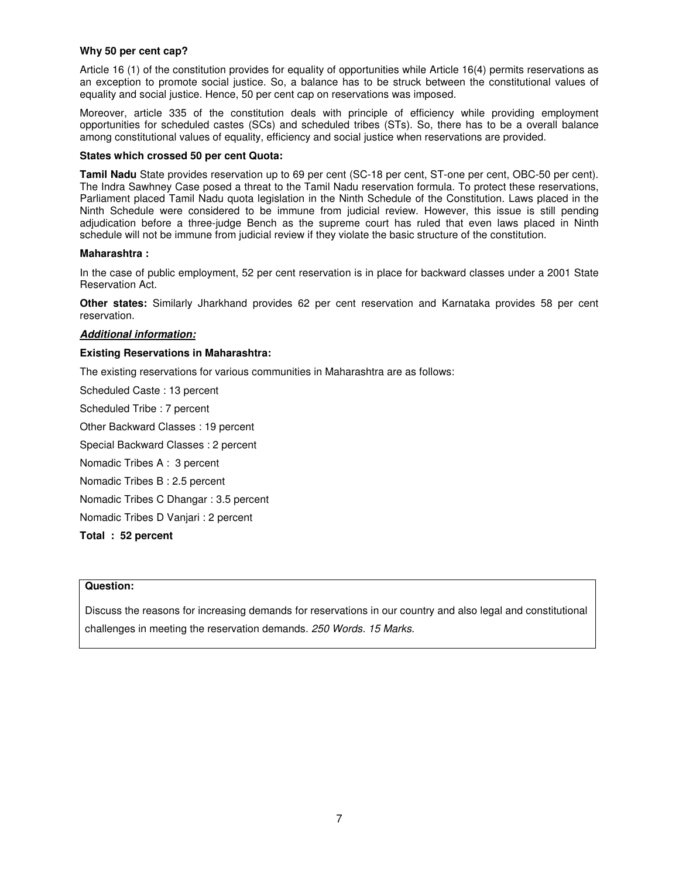**Why 50 per cent cap?**

Article 16 (1) of the constitution provides for equality of opportunities while Article 16(4) permits reservations as an exception to promote social justice. So, a balance has to be struck between the constitutional values of equality and social justice. Hence, 50 per cent cap on reservations was imposed.

Moreover, article 335 of the constitution deals with principle of efficiency while providing employment opportunities for scheduled castes (SCs) and scheduled tribes (STs). So, there has to be a overall balance among constitutional values of equality, efficiency and social justice when reservations are provided.

**States which crossed 50 per cent Quota:**

**Tamil Nadu** State provides reservation up to 69 per cent (SC-18 per cent, ST-one per cent, OBC-50 per cent). The Indra Sawhney Case posed a threat to the Tamil Nadu reservation formula. To protect these reservations, Parliament placed Tamil Nadu quota legislation in the Ninth Schedule of the Constitution. Laws placed in the Ninth Schedule were considered to be immune from judicial review. However, this issue is still pending adjudication before a three-judge Bench as the supreme court has ruled that even laws placed in Ninth schedule will not be immune from judicial review if they violate the basic structure of the constitution.

**Maharashtra :**

In the case of public employment, 52 per cent reservation is in place for backward classes under a 2001 State Reservation Act.

**Other states:** Similarly Jharkhand provides 62 per cent reservation and Karnataka provides 58 per cent reservation.

***Additional information:***

**Existing Reservations in Maharashtra:**

The existing reservations for various communities in Maharashtra are as follows:

Scheduled Caste : 13 percent

Scheduled Tribe : 7 percent

Other Backward Classes : 19 percent

Special Backward Classes : 2 percent

Nomadic Tribes A : 3 percent

Nomadic Tribes B : 2.5 percent

Nomadic Tribes C Dhangar : 3.5 percent

Nomadic Tribes D Vanjari : 2 percent

**Total : 52 percent**

**Question:**

Discuss the reasons for increasing demands for reservations in our country and also legal and constitutional challenges in meeting the reservation demands. *250 Words. 15 Marks.*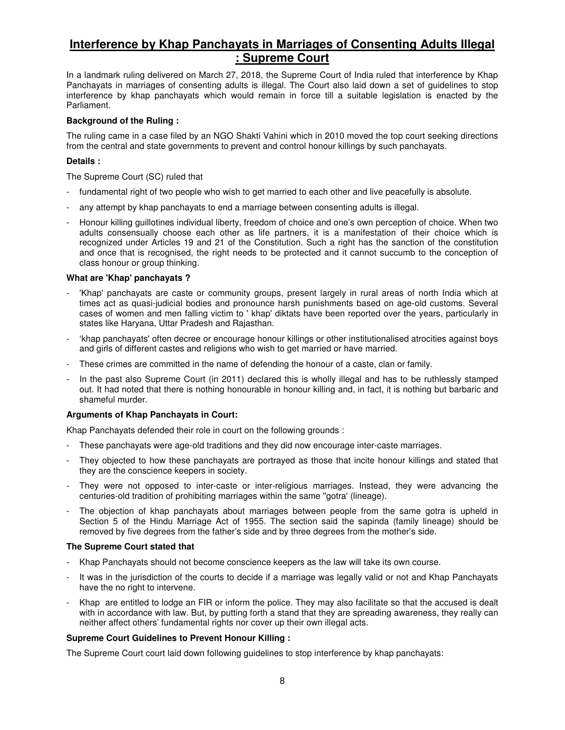# Interference by Khap Panchayats in Marriages of Consenting Adults Illegal : Supreme Court

In a landmark ruling delivered on March 27, 2018, the Supreme Court of India ruled that interference by Khap Panchayats in marriages of consenting adults is illegal. The Court also laid down a set of guidelines to stop interference by khap panchayats which would remain in force till a suitable legislation is enacted by the Parliament.

**Background of the Ruling :**

The ruling came in a case filed by an NGO Shakti Vahini which in 2010 moved the top court seeking directions from the central and state governments to prevent and control honour killings by such panchayats.

**Details :**

The Supreme Court (SC) ruled that

- fundamental right of two people who wish to get married to each other and live peacefully is absolute.
- any attempt by khap panchayats to end a marriage between consenting adults is illegal.
- Honour killing guillotines individual liberty, freedom of choice and one's own perception of choice. When two adults consensually choose each other as life partners, it is a manifestation of their choice which is recognized under Articles 19 and 21 of the Constitution. Such a right has the sanction of the constitution and once that is recognised, the right needs to be protected and it cannot succumb to the conception of class honour or group thinking.

**What are 'Khap' panchayats ?**

- 'Khap' panchayats are caste or community groups, present largely in rural areas of north India which at times act as quasi-judicial bodies and pronounce harsh punishments based on age-old customs. Several cases of women and men falling victim to ' khap' diktats have been reported over the years, particularly in states like Haryana, Uttar Pradesh and Rajasthan.
- 'khap panchayats' often decree or encourage honour killings or other institutionalised atrocities against boys and girls of different castes and religions who wish to get married or have married.
- These crimes are committed in the name of defending the honour of a caste, clan or family.
- In the past also Supreme Court (in 2011) declared this is wholly illegal and has to be ruthlessly stamped out. It had noted that there is nothing honourable in honour killing and, in fact, it is nothing but barbaric and shameful murder.

**Arguments of Khap Panchayats in Court:**

Khap Panchayats defended their role in court on the following grounds :

- These panchayats were age-old traditions and they did now encourage inter-caste marriages.
- They objected to how these panchayats are portrayed as those that incite honour killings and stated that they are the conscience keepers in society.
- They were not opposed to inter-caste or inter-religious marriages. Instead, they were advancing the centuries-old tradition of prohibiting marriages within the same ''gotra' (lineage).
- The objection of khap panchayats about marriages between people from the same gotra is upheld in Section 5 of the Hindu Marriage Act of 1955. The section said the sapinda (family lineage) should be removed by five degrees from the father's side and by three degrees from the mother's side.

**The Supreme Court stated that**

- Khap Panchayats should not become conscience keepers as the law will take its own course.
- It was in the jurisdiction of the courts to decide if a marriage was legally valid or not and Khap Panchayats have the no right to intervene.
- Khap are entitled to lodge an FIR or inform the police. They may also facilitate so that the accused is dealt with in accordance with law. But, by putting forth a stand that they are spreading awareness, they really can neither affect others' fundamental rights nor cover up their own illegal acts.

**Supreme Court Guidelines to Prevent Honour Killing :**

The Supreme Court court laid down following guidelines to stop interference by khap panchayats: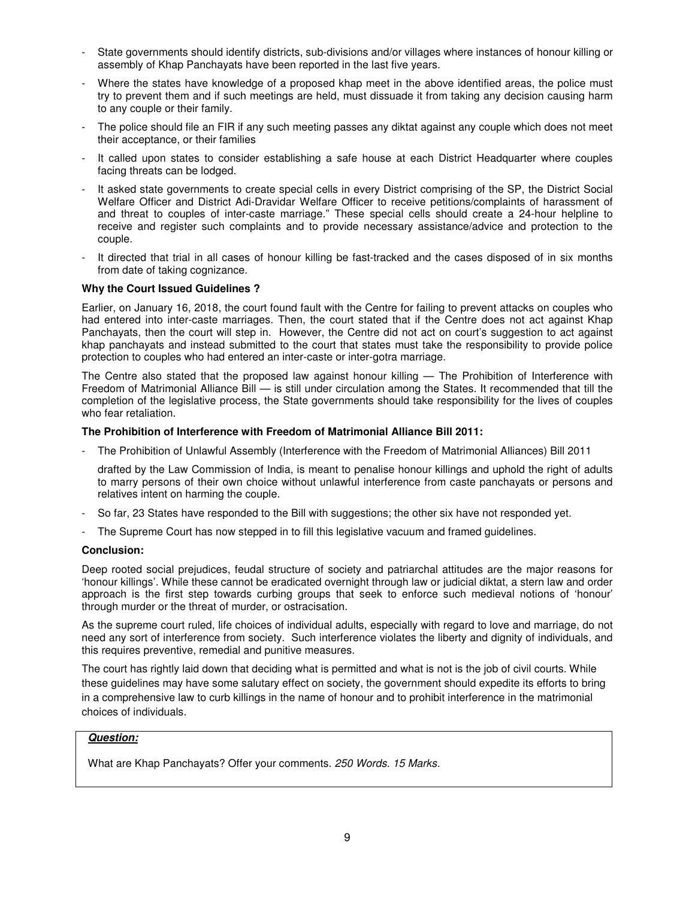- State governments should identify districts, sub-divisions and/or villages where instances of honour killing or assembly of Khap Panchayats have been reported in the last five years.
- Where the states have knowledge of a proposed khap meet in the above identified areas, the police must try to prevent them and if such meetings are held, must dissuade it from taking any decision causing harm to any couple or their family.
- The police should file an FIR if any such meeting passes any diktat against any couple which does not meet their acceptance, or their families
- It called upon states to consider establishing a safe house at each District Headquarter where couples facing threats can be lodged.
- It asked state governments to create special cells in every District comprising of the SP, the District Social Welfare Officer and District Adi-Dravidar Welfare Officer to receive petitions/complaints of harassment of and threat to couples of inter-caste marriage." These special cells should create a 24-hour helpline to receive and register such complaints and to provide necessary assistance/advice and protection to the couple.
- It directed that trial in all cases of honour killing be fast-tracked and the cases disposed of in six months from date of taking cognizance.

**Why the Court Issued Guidelines ?**

Earlier, on January 16, 2018, the court found fault with the Centre for failing to prevent attacks on couples who had entered into inter-caste marriages. Then, the court stated that if the Centre does not act against Khap Panchayats, then the court will step in. However, the Centre did not act on court's suggestion to act against khap panchayats and instead submitted to the court that states must take the responsibility to provide police protection to couples who had entered an inter-caste or inter-gotra marriage.

The Centre also stated that the proposed law against honour killing — The Prohibition of Interference with Freedom of Matrimonial Alliance Bill — is still under circulation among the States. It recommended that till the completion of the legislative process, the State governments should take responsibility for the lives of couples who fear retaliation.

**The Prohibition of Interference with Freedom of Matrimonial Alliance Bill 2011:**

- The Prohibition of Unlawful Assembly (Interference with the Freedom of Matrimonial Alliances) Bill 2011

  drafted by the Law Commission of India, is meant to penalise honour killings and uphold the right of adults to marry persons of their own choice without unlawful interference from caste panchayats or persons and relatives intent on harming the couple.
- So far, 23 States have responded to the Bill with suggestions; the other six have not responded yet.
- The Supreme Court has now stepped in to fill this legislative vacuum and framed guidelines.

**Conclusion:**

Deep rooted social prejudices, feudal structure of society and patriarchal attitudes are the major reasons for 'honour killings'. While these cannot be eradicated overnight through law or judicial diktat, a stern law and order approach is the first step towards curbing groups that seek to enforce such medieval notions of 'honour' through murder or the threat of murder, or ostracisation.

As the supreme court ruled, life choices of individual adults, especially with regard to love and marriage, do not need any sort of interference from society. Such interference violates the liberty and dignity of individuals, and this requires preventive, remedial and punitive measures.

The court has rightly laid down that deciding what is permitted and what is not is the job of civil courts. While these guidelines may have some salutary effect on society, the government should expedite its efforts to bring in a comprehensive law to curb killings in the name of honour and to prohibit interference in the matrimonial choices of individuals.

***Question:***

What are Khap Panchayats? Offer your comments. *250 Words. 15 Marks.*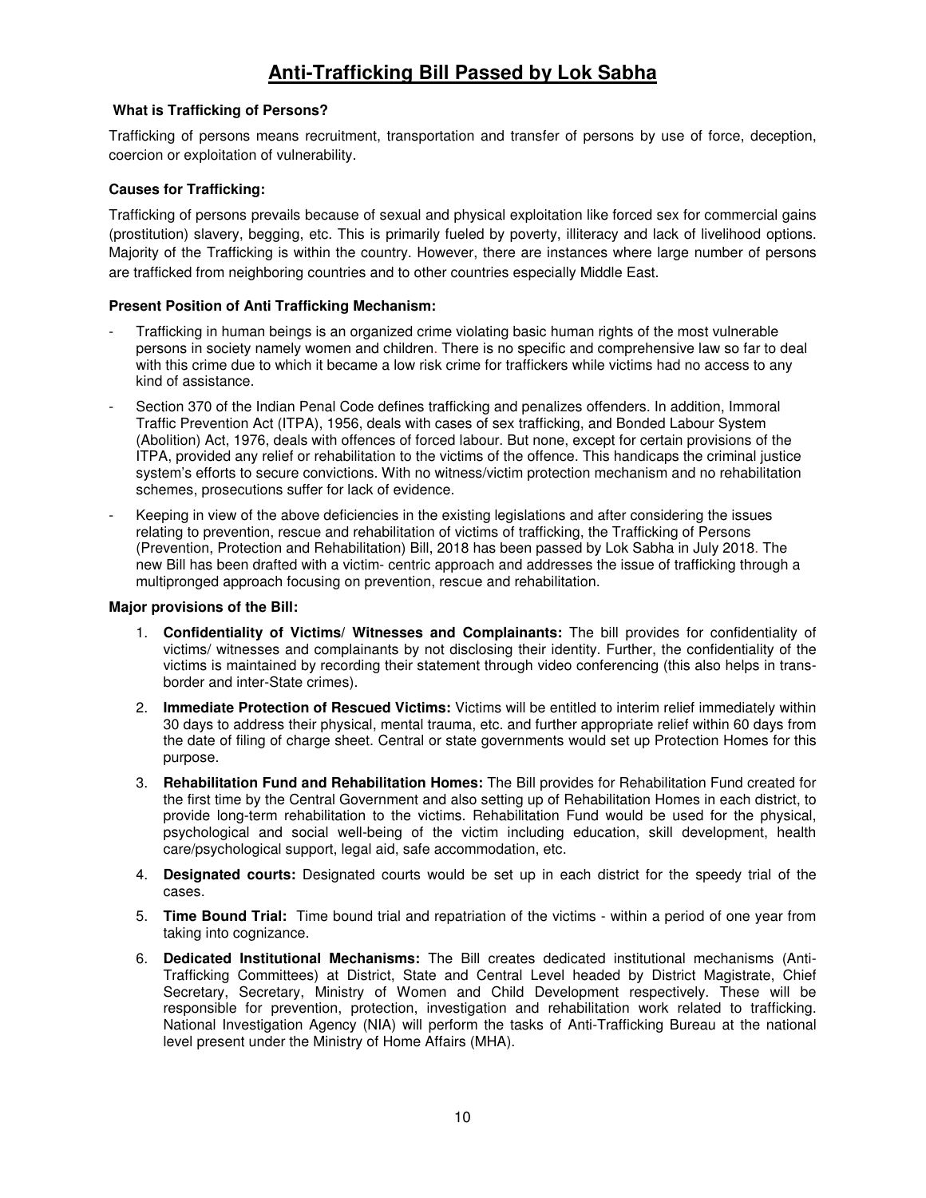# Anti-Trafficking Bill Passed by Lok Sabha

**What is Trafficking of Persons?**

Trafficking of persons means recruitment, transportation and transfer of persons by use of force, deception, coercion or exploitation of vulnerability.

**Causes for Trafficking:**

Trafficking of persons prevails because of sexual and physical exploitation like forced sex for commercial gains (prostitution) slavery, begging, etc. This is primarily fueled by poverty, illiteracy and lack of livelihood options. Majority of the Trafficking is within the country. However, there are instances where large number of persons are trafficked from neighboring countries and to other countries especially Middle East.

**Present Position of Anti Trafficking Mechanism:**

- Trafficking in human beings is an organized crime violating basic human rights of the most vulnerable persons in society namely women and children. There is no specific and comprehensive law so far to deal with this crime due to which it became a low risk crime for traffickers while victims had no access to any kind of assistance.
- Section 370 of the Indian Penal Code defines trafficking and penalizes offenders. In addition, Immoral Traffic Prevention Act (ITPA), 1956, deals with cases of sex trafficking, and Bonded Labour System (Abolition) Act, 1976, deals with offences of forced labour. But none, except for certain provisions of the ITPA, provided any relief or rehabilitation to the victims of the offence. This handicaps the criminal justice system's efforts to secure convictions. With no witness/victim protection mechanism and no rehabilitation schemes, prosecutions suffer for lack of evidence.
- Keeping in view of the above deficiencies in the existing legislations and after considering the issues relating to prevention, rescue and rehabilitation of victims of trafficking, the Trafficking of Persons (Prevention, Protection and Rehabilitation) Bill, 2018 has been passed by Lok Sabha in July 2018. The new Bill has been drafted with a victim- centric approach and addresses the issue of trafficking through a multipronged approach focusing on prevention, rescue and rehabilitation.

**Major provisions of the Bill:**

1. **Confidentiality of Victims/ Witnesses and Complainants:** The bill provides for confidentiality of victims/ witnesses and complainants by not disclosing their identity. Further, the confidentiality of the victims is maintained by recording their statement through video conferencing (this also helps in trans-border and inter-State crimes).
2. **Immediate Protection of Rescued Victims:** Victims will be entitled to interim relief immediately within 30 days to address their physical, mental trauma, etc. and further appropriate relief within 60 days from the date of filing of charge sheet. Central or state governments would set up Protection Homes for this purpose.
3. **Rehabilitation Fund and Rehabilitation Homes:** The Bill provides for Rehabilitation Fund created for the first time by the Central Government and also setting up of Rehabilitation Homes in each district, to provide long-term rehabilitation to the victims. Rehabilitation Fund would be used for the physical, psychological and social well-being of the victim including education, skill development, health care/psychological support, legal aid, safe accommodation, etc.
4. **Designated courts:** Designated courts would be set up in each district for the speedy trial of the cases.
5. **Time Bound Trial:** Time bound trial and repatriation of the victims - within a period of one year from taking into cognizance.
6. **Dedicated Institutional Mechanisms:** The Bill creates dedicated institutional mechanisms (Anti-Trafficking Committees) at District, State and Central Level headed by District Magistrate, Chief Secretary, Secretary, Ministry of Women and Child Development respectively. These will be responsible for prevention, protection, investigation and rehabilitation work related to trafficking. National Investigation Agency (NIA) will perform the tasks of Anti-Trafficking Bureau at the national level present under the Ministry of Home Affairs (MHA).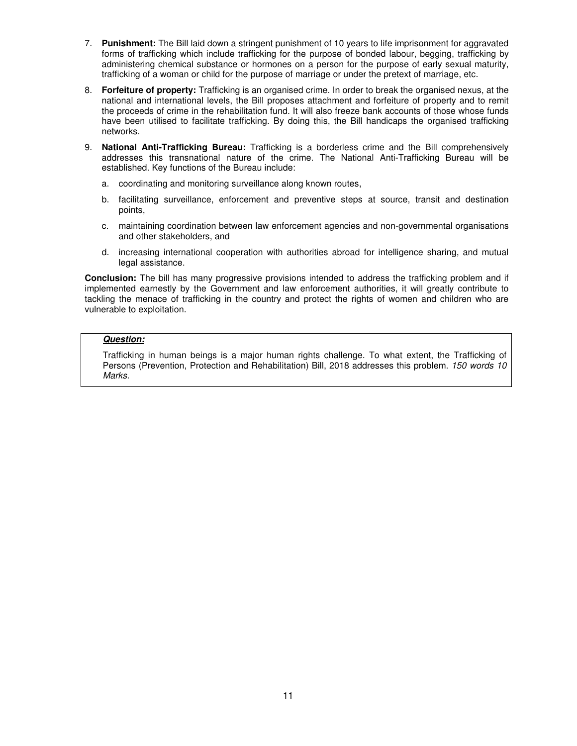7. **Punishment:** The Bill laid down a stringent punishment of 10 years to life imprisonment for aggravated forms of trafficking which include trafficking for the purpose of bonded labour, begging, trafficking by administering chemical substance or hormones on a person for the purpose of early sexual maturity, trafficking of a woman or child for the purpose of marriage or under the pretext of marriage, etc.

8. **Forfeiture of property:** Trafficking is an organised crime. In order to break the organised nexus, at the national and international levels, the Bill proposes attachment and forfeiture of property and to remit the proceeds of crime in the rehabilitation fund. It will also freeze bank accounts of those whose funds have been utilised to facilitate trafficking. By doing this, the Bill handicaps the organised trafficking networks.

9. **National Anti-Trafficking Bureau:** Trafficking is a borderless crime and the Bill comprehensively addresses this transnational nature of the crime. The National Anti-Trafficking Bureau will be established. Key functions of the Bureau include:

   a. coordinating and monitoring surveillance along known routes,

   b. facilitating surveillance, enforcement and preventive steps at source, transit and destination points,

   c. maintaining coordination between law enforcement agencies and non-governmental organisations and other stakeholders, and

   d. increasing international cooperation with authorities abroad for intelligence sharing, and mutual legal assistance.

**Conclusion:** The bill has many progressive provisions intended to address the trafficking problem and if implemented earnestly by the Government and law enforcement authorities, it will greatly contribute to tackling the menace of trafficking in the country and protect the rights of women and children who are vulnerable to exploitation.

***Question:***

Trafficking in human beings is a major human rights challenge. To what extent, the Trafficking of Persons (Prevention, Protection and Rehabilitation) Bill, 2018 addresses this problem. *150 words 10 Marks.*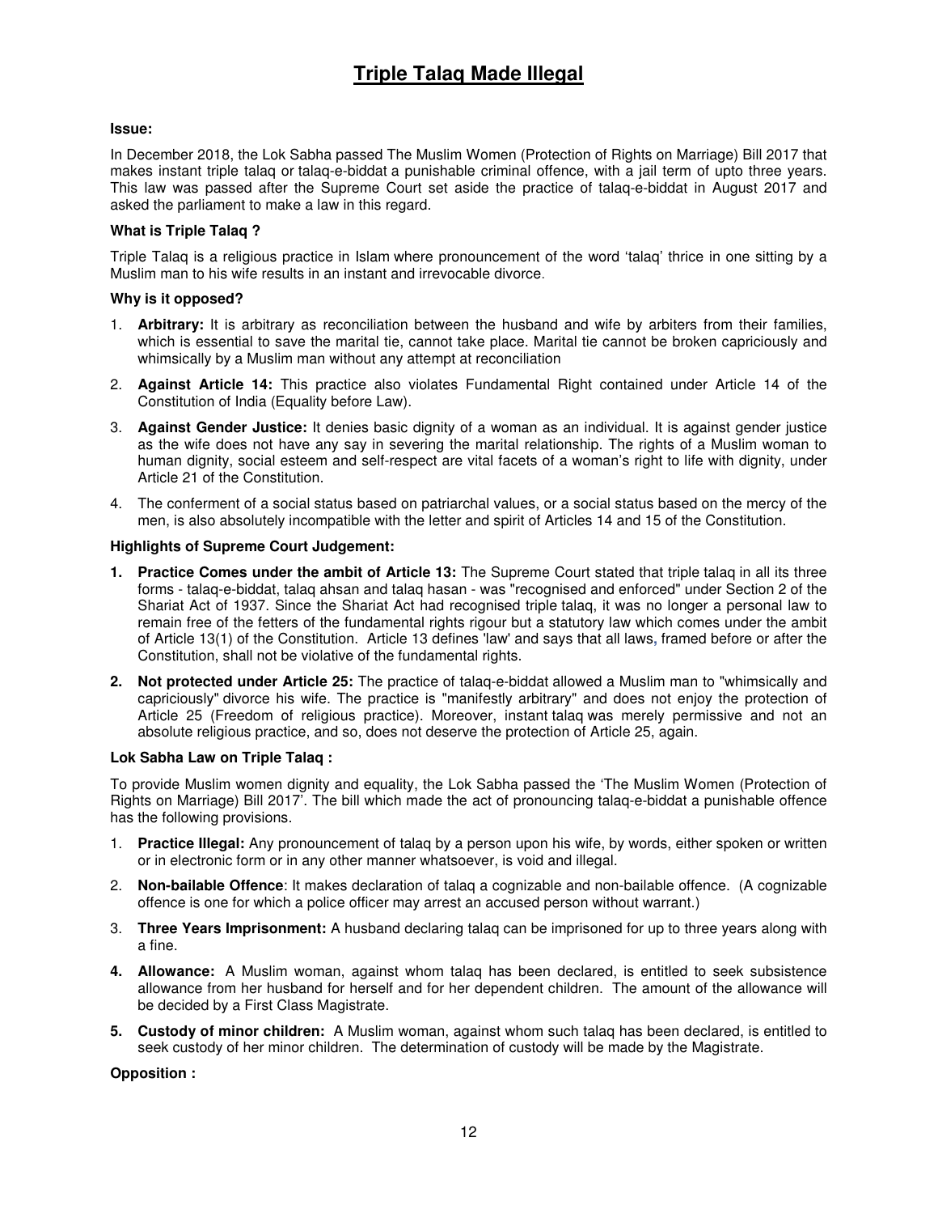# Triple Talaq Made Illegal

**Issue:**

In December 2018, the Lok Sabha passed The Muslim Women (Protection of Rights on Marriage) Bill 2017 that makes instant triple talaq or talaq-e-biddat a punishable criminal offence, with a jail term of upto three years. This law was passed after the Supreme Court set aside the practice of talaq-e-biddat in August 2017 and asked the parliament to make a law in this regard.

**What is Triple Talaq ?**

Triple Talaq is a religious practice in Islam where pronouncement of the word 'talaq' thrice in one sitting by a Muslim man to his wife results in an instant and irrevocable divorce.

**Why is it opposed?**

1. **Arbitrary:** It is arbitrary as reconciliation between the husband and wife by arbiters from their families, which is essential to save the marital tie, cannot take place. Marital tie cannot be broken capriciously and whimsically by a Muslim man without any attempt at reconciliation
2. **Against Article 14:** This practice also violates Fundamental Right contained under Article 14 of the Constitution of India (Equality before Law).
3. **Against Gender Justice:** It denies basic dignity of a woman as an individual. It is against gender justice as the wife does not have any say in severing the marital relationship. The rights of a Muslim woman to human dignity, social esteem and self-respect are vital facets of a woman's right to life with dignity, under Article 21 of the Constitution.
4. The conferment of a social status based on patriarchal values, or a social status based on the mercy of the men, is also absolutely incompatible with the letter and spirit of Articles 14 and 15 of the Constitution.

**Highlights of Supreme Court Judgement:**

1. **Practice Comes under the ambit of Article 13:** The Supreme Court stated that triple talaq in all its three forms - talaq-e-biddat, talaq ahsan and talaq hasan - was "recognised and enforced" under Section 2 of the Shariat Act of 1937. Since the Shariat Act had recognised triple talaq, it was no longer a personal law to remain free of the fetters of the fundamental rights rigour but a statutory law which comes under the ambit of Article 13(1) of the Constitution. Article 13 defines 'law' and says that all laws, framed before or after the Constitution, shall not be violative of the fundamental rights.
2. **Not protected under Article 25:** The practice of talaq-e-biddat allowed a Muslim man to "whimsically and capriciously" divorce his wife. The practice is "manifestly arbitrary" and does not enjoy the protection of Article 25 (Freedom of religious practice). Moreover, instant talaq was merely permissive and not an absolute religious practice, and so, does not deserve the protection of Article 25, again.

**Lok Sabha Law on Triple Talaq :**

To provide Muslim women dignity and equality, the Lok Sabha passed the 'The Muslim Women (Protection of Rights on Marriage) Bill 2017'. The bill which made the act of pronouncing talaq-e-biddat a punishable offence has the following provisions.

1. **Practice Illegal:** Any pronouncement of talaq by a person upon his wife, by words, either spoken or written or in electronic form or in any other manner whatsoever, is void and illegal.
2. **Non-bailable Offence**: It makes declaration of talaq a cognizable and non-bailable offence. (A cognizable offence is one for which a police officer may arrest an accused person without warrant.)
3. **Three Years Imprisonment:** A husband declaring talaq can be imprisoned for up to three years along with a fine.
4. **Allowance:** A Muslim woman, against whom talaq has been declared, is entitled to seek subsistence allowance from her husband for herself and for her dependent children. The amount of the allowance will be decided by a First Class Magistrate.
5. **Custody of minor children:** A Muslim woman, against whom such talaq has been declared, is entitled to seek custody of her minor children. The determination of custody will be made by the Magistrate.

**Opposition :**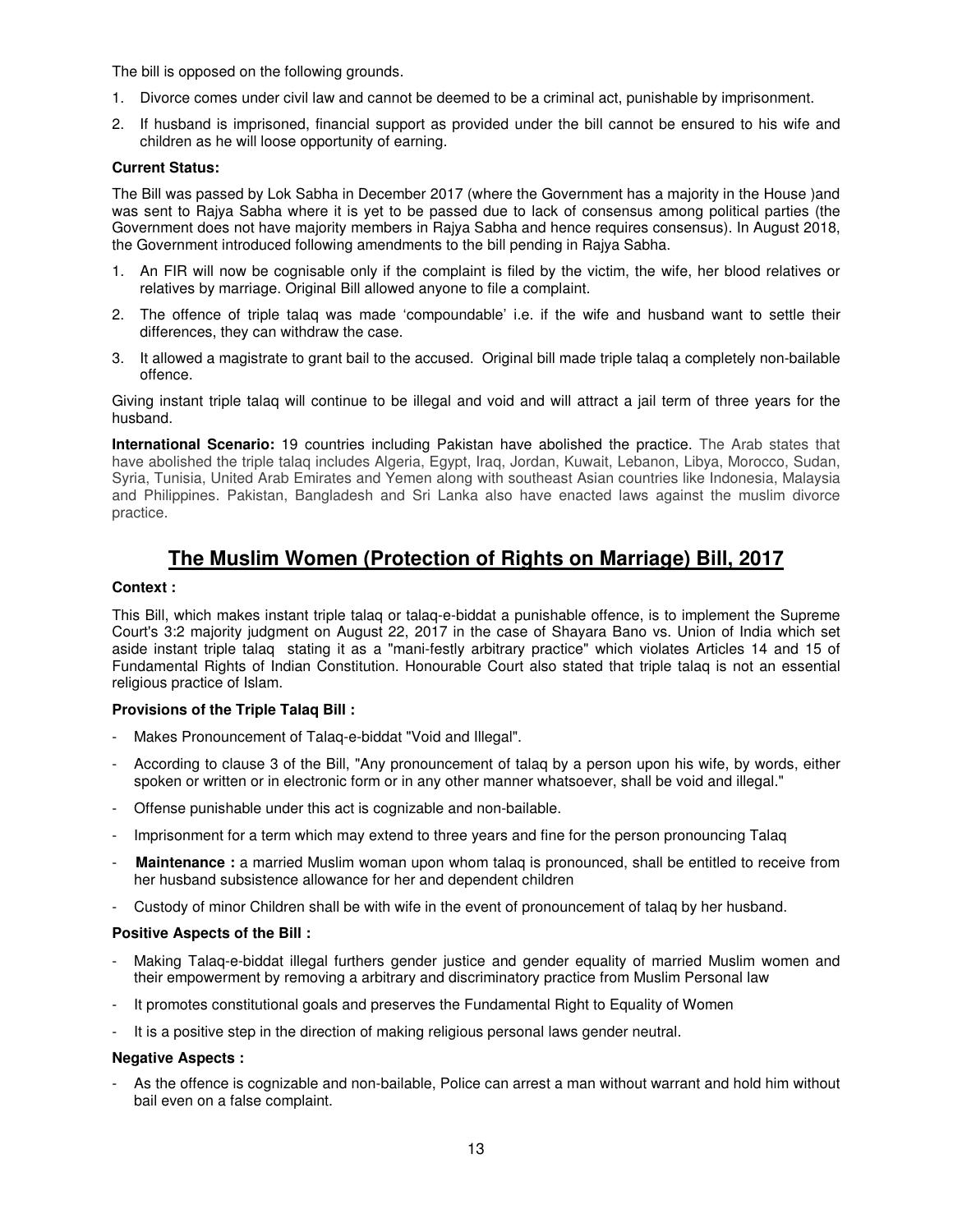The bill is opposed on the following grounds.

1. Divorce comes under civil law and cannot be deemed to be a criminal act, punishable by imprisonment.
2. If husband is imprisoned, financial support as provided under the bill cannot be ensured to his wife and children as he will loose opportunity of earning.

**Current Status:**

The Bill was passed by Lok Sabha in December 2017 (where the Government has a majority in the House )and was sent to Rajya Sabha where it is yet to be passed due to lack of consensus among political parties (the Government does not have majority members in Rajya Sabha and hence requires consensus). In August 2018, the Government introduced following amendments to the bill pending in Rajya Sabha.

1. An FIR will now be cognisable only if the complaint is filed by the victim, the wife, her blood relatives or relatives by marriage. Original Bill allowed anyone to file a complaint.
2. The offence of triple talaq was made 'compoundable' i.e. if the wife and husband want to settle their differences, they can withdraw the case.
3. It allowed a magistrate to grant bail to the accused. Original bill made triple talaq a completely non-bailable offence.

Giving instant triple talaq will continue to be illegal and void and will attract a jail term of three years for the husband.

**International Scenario:** 19 countries including Pakistan have abolished the practice. The Arab states that have abolished the triple talaq includes Algeria, Egypt, Iraq, Jordan, Kuwait, Lebanon, Libya, Morocco, Sudan, Syria, Tunisia, United Arab Emirates and Yemen along with southeast Asian countries like Indonesia, Malaysia and Philippines. Pakistan, Bangladesh and Sri Lanka also have enacted laws against the muslim divorce practice.

## The Muslim Women (Protection of Rights on Marriage) Bill, 2017

**Context :**

This Bill, which makes instant triple talaq or talaq-e-biddat a punishable offence, is to implement the Supreme Court's 3:2 majority judgment on August 22, 2017 in the case of Shayara Bano vs. Union of India which set aside instant triple talaq stating it as a "mani-festly arbitrary practice" which violates Articles 14 and 15 of Fundamental Rights of Indian Constitution. Honourable Court also stated that triple talaq is not an essential religious practice of Islam.

**Provisions of the Triple Talaq Bill :**

- Makes Pronouncement of Talaq-e-biddat "Void and Illegal".
- According to clause 3 of the Bill, "Any pronouncement of talaq by a person upon his wife, by words, either spoken or written or in electronic form or in any other manner whatsoever, shall be void and illegal."
- Offense punishable under this act is cognizable and non-bailable.
- Imprisonment for a term which may extend to three years and fine for the person pronouncing Talaq
- **Maintenance :** a married Muslim woman upon whom talaq is pronounced, shall be entitled to receive from her husband subsistence allowance for her and dependent children
- Custody of minor Children shall be with wife in the event of pronouncement of talaq by her husband.

**Positive Aspects of the Bill :**

- Making Talaq-e-biddat illegal furthers gender justice and gender equality of married Muslim women and their empowerment by removing a arbitrary and discriminatory practice from Muslim Personal law
- It promotes constitutional goals and preserves the Fundamental Right to Equality of Women
- It is a positive step in the direction of making religious personal laws gender neutral.

**Negative Aspects :**

- As the offence is cognizable and non-bailable, Police can arrest a man without warrant and hold him without bail even on a false complaint.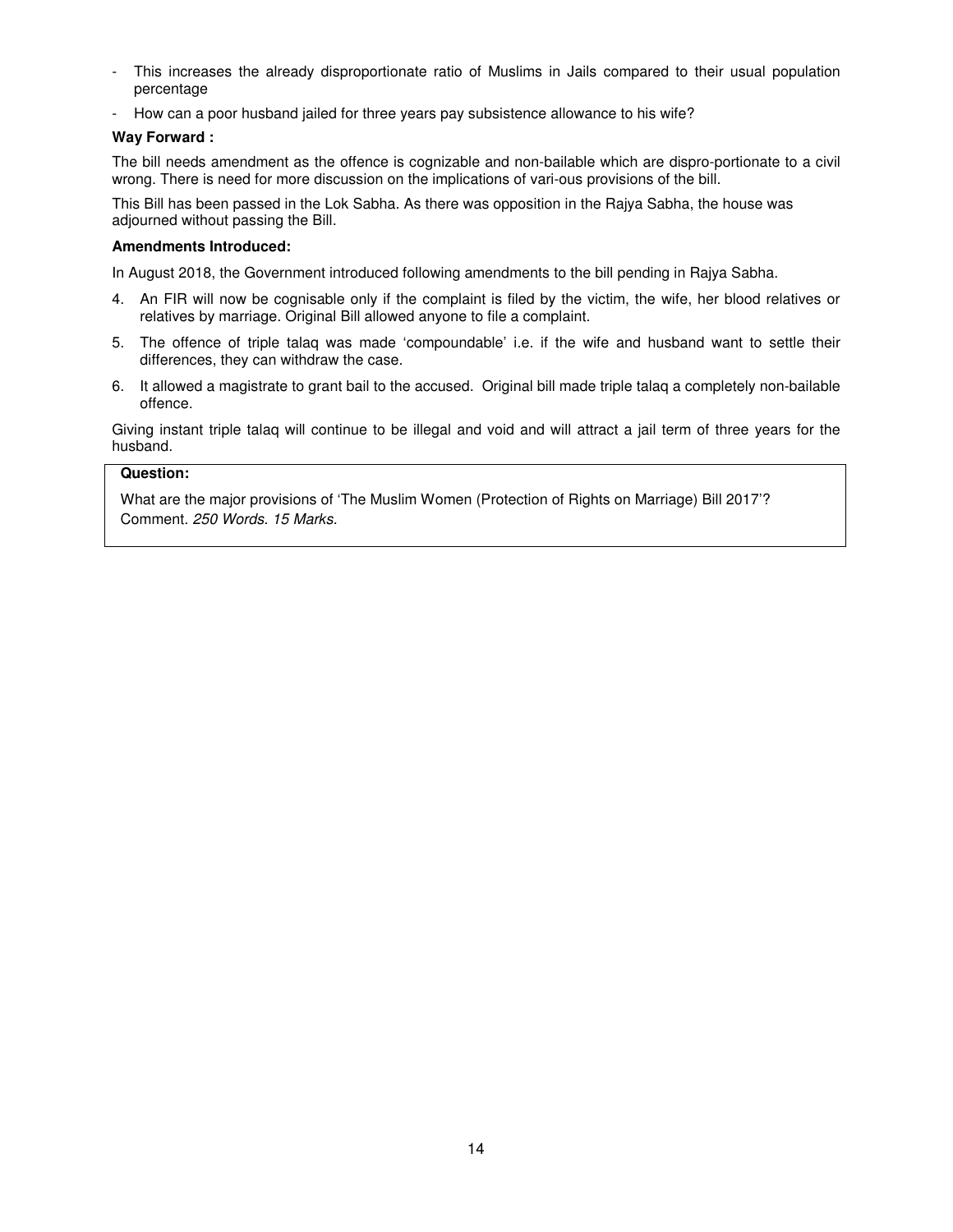- This increases the already disproportionate ratio of Muslims in Jails compared to their usual population percentage
- How can a poor husband jailed for three years pay subsistence allowance to his wife?

**Way Forward :**

The bill needs amendment as the offence is cognizable and non-bailable which are dispro-portionate to a civil wrong. There is need for more discussion on the implications of vari-ous provisions of the bill.

This Bill has been passed in the Lok Sabha. As there was opposition in the Rajya Sabha, the house was adjourned without passing the Bill.

**Amendments Introduced:**

In August 2018, the Government introduced following amendments to the bill pending in Rajya Sabha.

4. An FIR will now be cognisable only if the complaint is filed by the victim, the wife, her blood relatives or relatives by marriage. Original Bill allowed anyone to file a complaint.
5. The offence of triple talaq was made 'compoundable' i.e. if the wife and husband want to settle their differences, they can withdraw the case.
6. It allowed a magistrate to grant bail to the accused. Original bill made triple talaq a completely non-bailable offence.

Giving instant triple talaq will continue to be illegal and void and will attract a jail term of three years for the husband.

**Question:**

What are the major provisions of 'The Muslim Women (Protection of Rights on Marriage) Bill 2017'? Comment. *250 Words. 15 Marks.*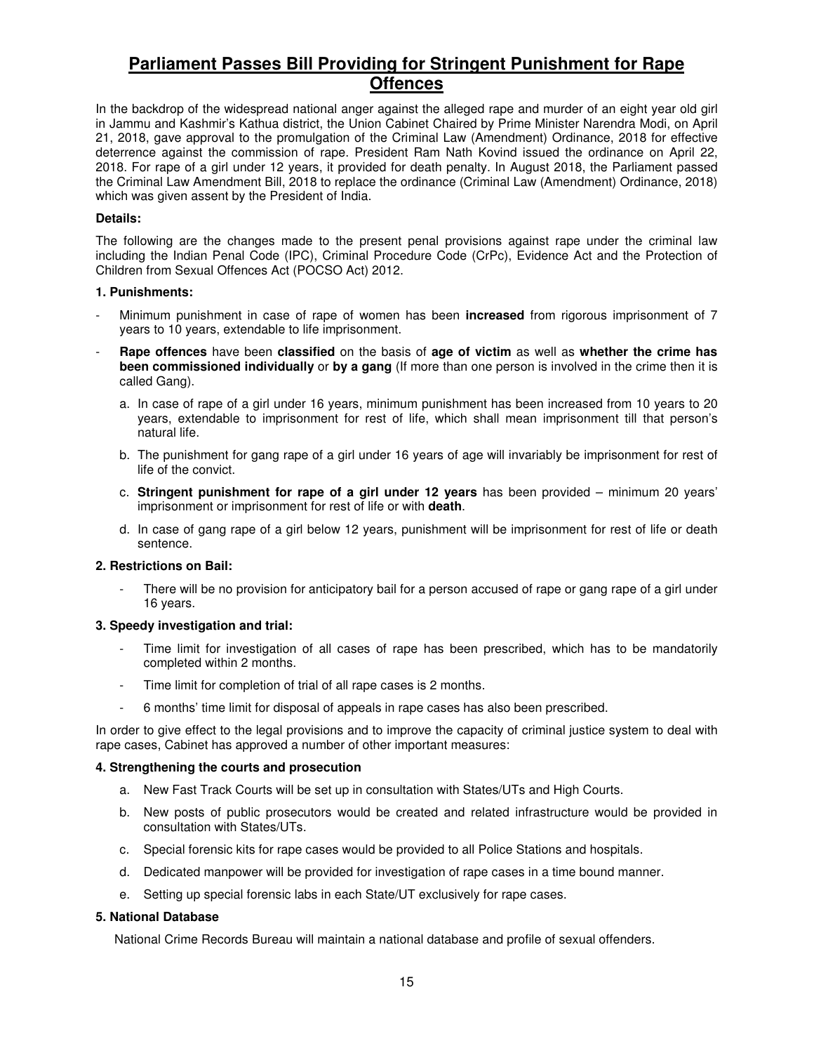# Parliament Passes Bill Providing for Stringent Punishment for Rape Offences

In the backdrop of the widespread national anger against the alleged rape and murder of an eight year old girl in Jammu and Kashmir's Kathua district, the Union Cabinet Chaired by Prime Minister Narendra Modi, on April 21, 2018, gave approval to the promulgation of the Criminal Law (Amendment) Ordinance, 2018 for effective deterrence against the commission of rape. President Ram Nath Kovind issued the ordinance on April 22, 2018. For rape of a girl under 12 years, it provided for death penalty. In August 2018, the Parliament passed the Criminal Law Amendment Bill, 2018 to replace the ordinance (Criminal Law (Amendment) Ordinance, 2018) which was given assent by the President of India.

**Details:**

The following are the changes made to the present penal provisions against rape under the criminal law including the Indian Penal Code (IPC), Criminal Procedure Code (CrPc), Evidence Act and the Protection of Children from Sexual Offences Act (POCSO Act) 2012.

**1. Punishments:**

- Minimum punishment in case of rape of women has been **increased** from rigorous imprisonment of 7 years to 10 years, extendable to life imprisonment.
- **Rape offences** have been **classified** on the basis of **age of victim** as well as **whether the crime has been commissioned individually** or **by a gang** (If more than one person is involved in the crime then it is called Gang).
  a. In case of rape of a girl under 16 years, minimum punishment has been increased from 10 years to 20 years, extendable to imprisonment for rest of life, which shall mean imprisonment till that person's natural life.
  b. The punishment for gang rape of a girl under 16 years of age will invariably be imprisonment for rest of life of the convict.
  c. **Stringent punishment for rape of a girl under 12 years** has been provided – minimum 20 years' imprisonment or imprisonment for rest of life or with **death**.
  d. In case of gang rape of a girl below 12 years, punishment will be imprisonment for rest of life or death sentence.

**2. Restrictions on Bail:**

- There will be no provision for anticipatory bail for a person accused of rape or gang rape of a girl under 16 years.

**3. Speedy investigation and trial:**

- Time limit for investigation of all cases of rape has been prescribed, which has to be mandatorily completed within 2 months.
- Time limit for completion of trial of all rape cases is 2 months.
- 6 months' time limit for disposal of appeals in rape cases has also been prescribed.

In order to give effect to the legal provisions and to improve the capacity of criminal justice system to deal with rape cases, Cabinet has approved a number of other important measures:

**4. Strengthening the courts and prosecution**

a. New Fast Track Courts will be set up in consultation with States/UTs and High Courts.
b. New posts of public prosecutors would be created and related infrastructure would be provided in consultation with States/UTs.
c. Special forensic kits for rape cases would be provided to all Police Stations and hospitals.
d. Dedicated manpower will be provided for investigation of rape cases in a time bound manner.
e. Setting up special forensic labs in each State/UT exclusively for rape cases.

**5. National Database**

National Crime Records Bureau will maintain a national database and profile of sexual offenders.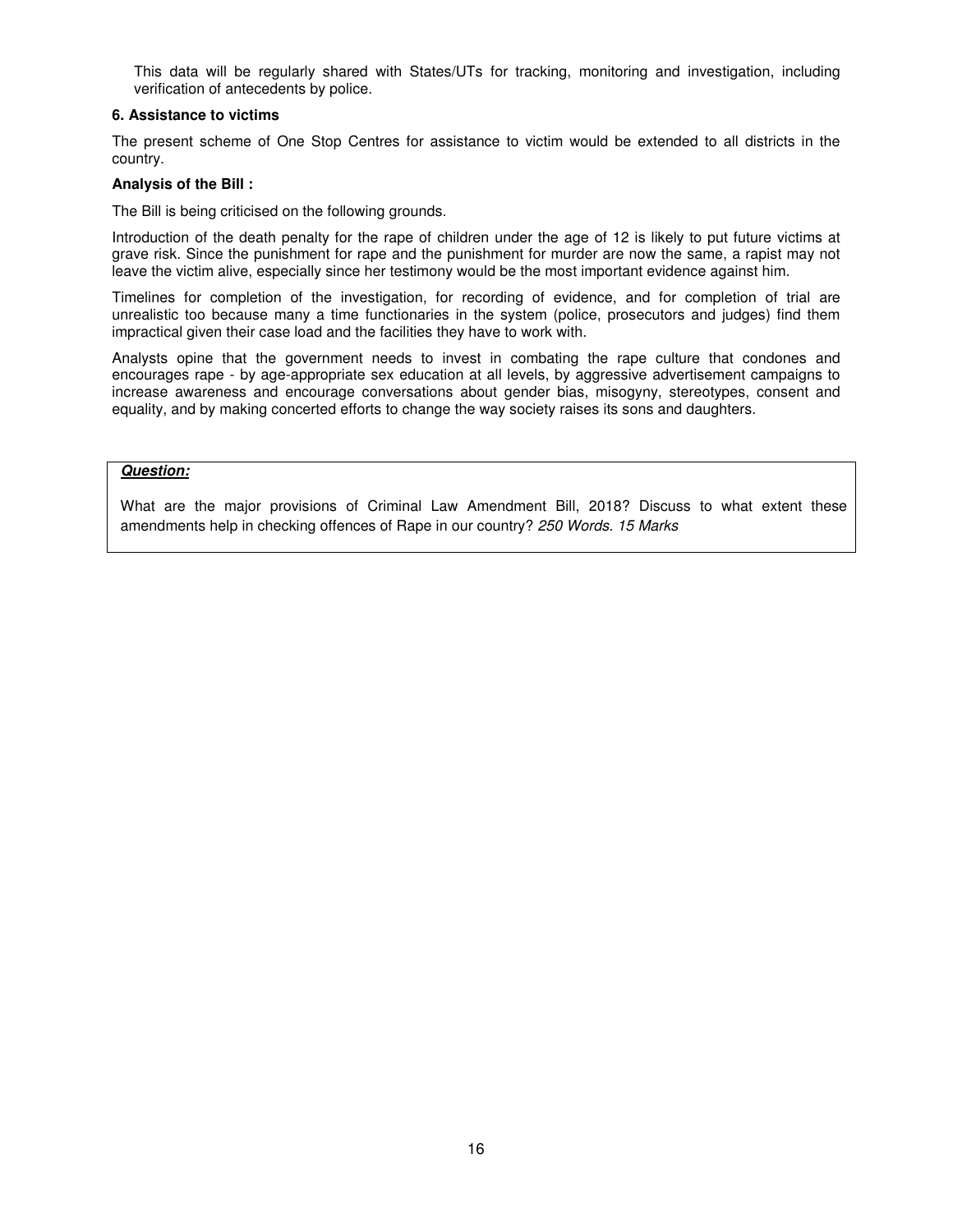This data will be regularly shared with States/UTs for tracking, monitoring and investigation, including verification of antecedents by police.

**6. Assistance to victims**

The present scheme of One Stop Centres for assistance to victim would be extended to all districts in the country.

**Analysis of the Bill :**

The Bill is being criticised on the following grounds.

Introduction of the death penalty for the rape of children under the age of 12 is likely to put future victims at grave risk. Since the punishment for rape and the punishment for murder are now the same, a rapist may not leave the victim alive, especially since her testimony would be the most important evidence against him.

Timelines for completion of the investigation, for recording of evidence, and for completion of trial are unrealistic too because many a time functionaries in the system (police, prosecutors and judges) find them impractical given their case load and the facilities they have to work with.

Analysts opine that the government needs to invest in combating the rape culture that condones and encourages rape - by age-appropriate sex education at all levels, by aggressive advertisement campaigns to increase awareness and encourage conversations about gender bias, misogyny, stereotypes, consent and equality, and by making concerted efforts to change the way society raises its sons and daughters.

***Question:***

What are the major provisions of Criminal Law Amendment Bill, 2018? Discuss to what extent these amendments help in checking offences of Rape in our country? *250 Words. 15 Marks*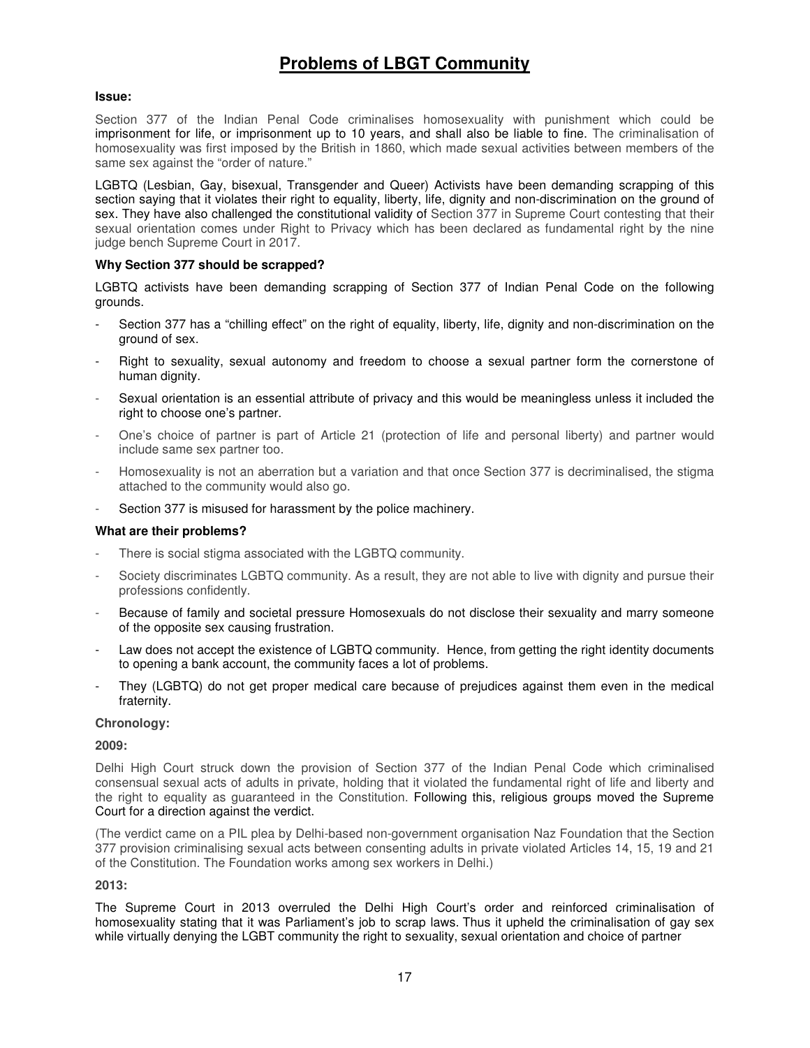# Problems of LBGT Community

**Issue:**

Section 377 of the Indian Penal Code criminalises homosexuality with punishment which could be imprisonment for life, or imprisonment up to 10 years, and shall also be liable to fine. The criminalisation of homosexuality was first imposed by the British in 1860, which made sexual activities between members of the same sex against the "order of nature."

LGBTQ (Lesbian, Gay, bisexual, Transgender and Queer) Activists have been demanding scrapping of this section saying that it violates their right to equality, liberty, life, dignity and non-discrimination on the ground of sex. They have also challenged the constitutional validity of Section 377 in Supreme Court contesting that their sexual orientation comes under Right to Privacy which has been declared as fundamental right by the nine judge bench Supreme Court in 2017.

**Why Section 377 should be scrapped?**

LGBTQ activists have been demanding scrapping of Section 377 of Indian Penal Code on the following grounds.

- Section 377 has a "chilling effect" on the right of equality, liberty, life, dignity and non-discrimination on the ground of sex.
- Right to sexuality, sexual autonomy and freedom to choose a sexual partner form the cornerstone of human dignity.
- Sexual orientation is an essential attribute of privacy and this would be meaningless unless it included the right to choose one's partner.
- One's choice of partner is part of Article 21 (protection of life and personal liberty) and partner would include same sex partner too.
- Homosexuality is not an aberration but a variation and that once Section 377 is decriminalised, the stigma attached to the community would also go.
- Section 377 is misused for harassment by the police machinery.

**What are their problems?**

- There is social stigma associated with the LGBTQ community.
- Society discriminates LGBTQ community. As a result, they are not able to live with dignity and pursue their professions confidently.
- Because of family and societal pressure Homosexuals do not disclose their sexuality and marry someone of the opposite sex causing frustration.
- Law does not accept the existence of LGBTQ community. Hence, from getting the right identity documents to opening a bank account, the community faces a lot of problems.
- They (LGBTQ) do not get proper medical care because of prejudices against them even in the medical fraternity.

**Chronology:**

**2009:**

Delhi High Court struck down the provision of Section 377 of the Indian Penal Code which criminalised consensual sexual acts of adults in private, holding that it violated the fundamental right of life and liberty and the right to equality as guaranteed in the Constitution. Following this, religious groups moved the Supreme Court for a direction against the verdict.

(The verdict came on a PIL plea by Delhi-based non-government organisation Naz Foundation that the Section 377 provision criminalising sexual acts between consenting adults in private violated Articles 14, 15, 19 and 21 of the Constitution. The Foundation works among sex workers in Delhi.)

**2013:**

The Supreme Court in 2013 overruled the Delhi High Court's order and reinforced criminalisation of homosexuality stating that it was Parliament's job to scrap laws. Thus it upheld the criminalisation of gay sex while virtually denying the LGBT community the right to sexuality, sexual orientation and choice of partner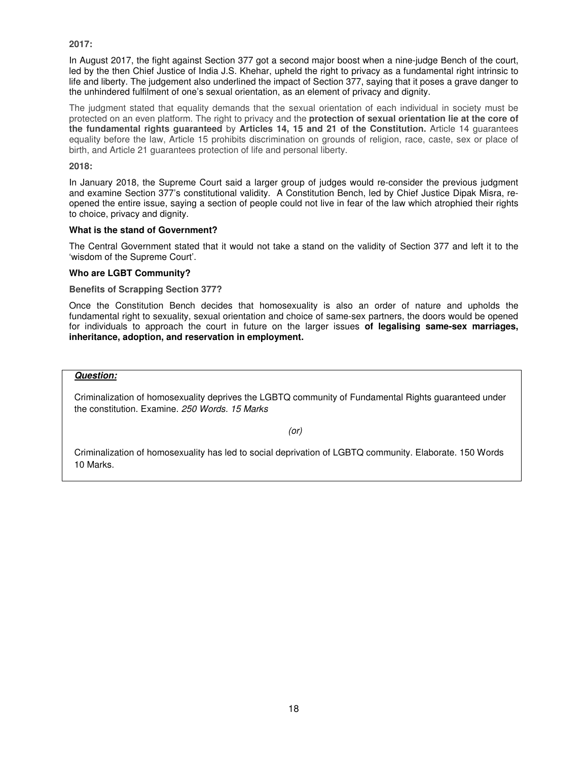**2017:**

In August 2017, the fight against Section 377 got a second major boost when a nine-judge Bench of the court, led by the then Chief Justice of India J.S. Khehar, upheld the right to privacy as a fundamental right intrinsic to life and liberty. The judgement also underlined the impact of Section 377, saying that it poses a grave danger to the unhindered fulfilment of one's sexual orientation, as an element of privacy and dignity.

The judgment stated that equality demands that the sexual orientation of each individual in society must be protected on an even platform. The right to privacy and the **protection of sexual orientation lie at the core of the fundamental rights guaranteed** by **Articles 14, 15 and 21 of the Constitution.** Article 14 guarantees equality before the law, Article 15 prohibits discrimination on grounds of religion, race, caste, sex or place of birth, and Article 21 guarantees protection of life and personal liberty.

**2018:**

In January 2018, the Supreme Court said a larger group of judges would re-consider the previous judgment and examine Section 377's constitutional validity. A Constitution Bench, led by Chief Justice Dipak Misra, re-opened the entire issue, saying a section of people could not live in fear of the law which atrophied their rights to choice, privacy and dignity.

**What is the stand of Government?**

The Central Government stated that it would not take a stand on the validity of Section 377 and left it to the 'wisdom of the Supreme Court'.

**Who are LGBT Community?**

**Benefits of Scrapping Section 377?**

Once the Constitution Bench decides that homosexuality is also an order of nature and upholds the fundamental right to sexuality, sexual orientation and choice of same-sex partners, the doors would be opened for individuals to approach the court in future on the larger issues **of legalising same-sex marriages, inheritance, adoption, and reservation in employment.**

***Question:***

Criminalization of homosexuality deprives the LGBTQ community of Fundamental Rights guaranteed under the constitution. Examine. *250 Words. 15 Marks*

*(or)*

Criminalization of homosexuality has led to social deprivation of LGBTQ community. Elaborate. 150 Words 10 Marks.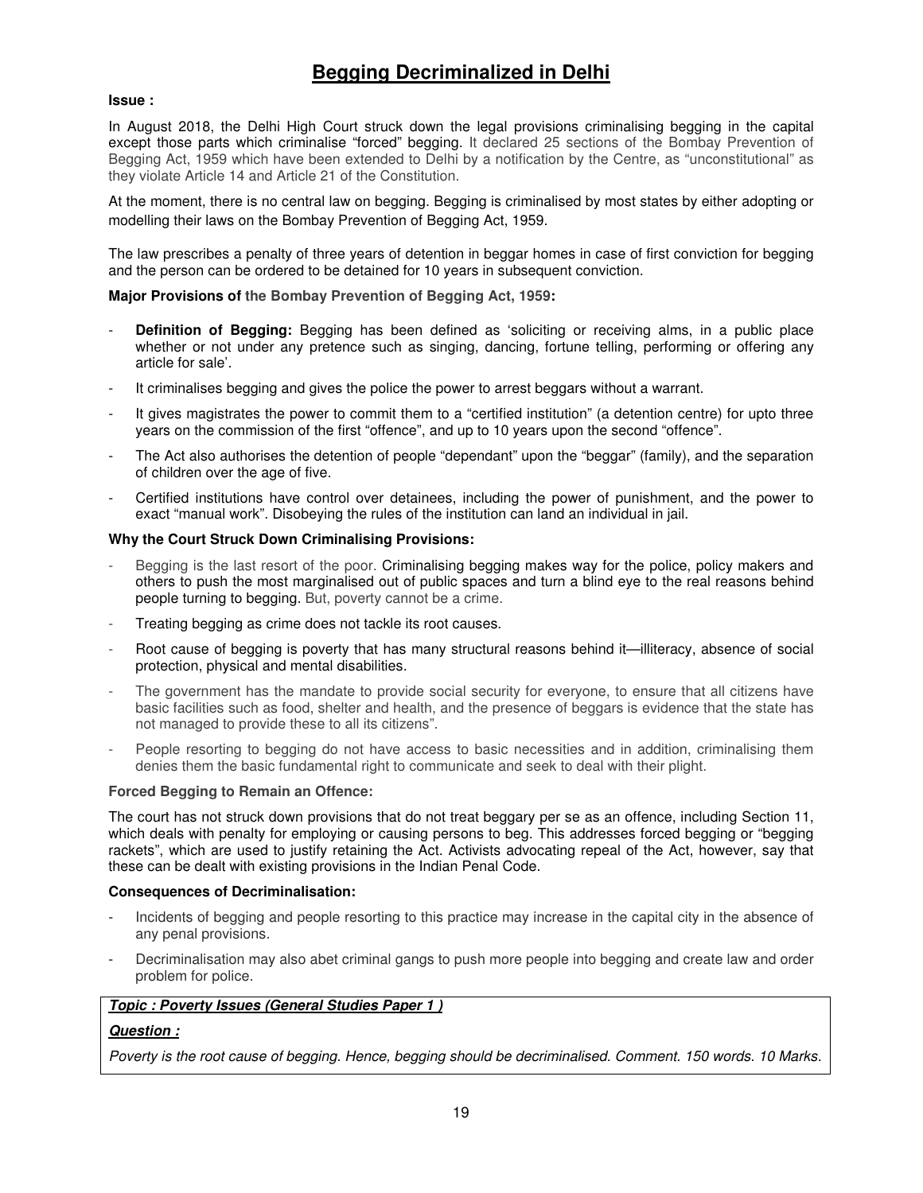# Begging Decriminalized in Delhi

**Issue :**

In August 2018, the Delhi High Court struck down the legal provisions criminalising begging in the capital except those parts which criminalise "forced" begging. It declared 25 sections of the Bombay Prevention of Begging Act, 1959 which have been extended to Delhi by a notification by the Centre, as "unconstitutional" as they violate Article 14 and Article 21 of the Constitution.

At the moment, there is no central law on begging. Begging is criminalised by most states by either adopting or modelling their laws on the Bombay Prevention of Begging Act, 1959.

The law prescribes a penalty of three years of detention in beggar homes in case of first conviction for begging and the person can be ordered to be detained for 10 years in subsequent conviction.

**Major Provisions of the Bombay Prevention of Begging Act, 1959:**

- **Definition of Begging:** Begging has been defined as 'soliciting or receiving alms, in a public place whether or not under any pretence such as singing, dancing, fortune telling, performing or offering any article for sale'.
- It criminalises begging and gives the police the power to arrest beggars without a warrant.
- It gives magistrates the power to commit them to a "certified institution" (a detention centre) for upto three years on the commission of the first "offence", and up to 10 years upon the second "offence".
- The Act also authorises the detention of people "dependant" upon the "beggar" (family), and the separation of children over the age of five.
- Certified institutions have control over detainees, including the power of punishment, and the power to exact "manual work". Disobeying the rules of the institution can land an individual in jail.

**Why the Court Struck Down Criminalising Provisions:**

- Begging is the last resort of the poor. Criminalising begging makes way for the police, policy makers and others to push the most marginalised out of public spaces and turn a blind eye to the real reasons behind people turning to begging. But, poverty cannot be a crime.
- Treating begging as crime does not tackle its root causes.
- Root cause of begging is poverty that has many structural reasons behind it—illiteracy, absence of social protection, physical and mental disabilities.
- The government has the mandate to provide social security for everyone, to ensure that all citizens have basic facilities such as food, shelter and health, and the presence of beggars is evidence that the state has not managed to provide these to all its citizens".
- People resorting to begging do not have access to basic necessities and in addition, criminalising them denies them the basic fundamental right to communicate and seek to deal with their plight.

**Forced Begging to Remain an Offence:**

The court has not struck down provisions that do not treat beggary per se as an offence, including Section 11, which deals with penalty for employing or causing persons to beg. This addresses forced begging or "begging rackets", which are used to justify retaining the Act. Activists advocating repeal of the Act, however, say that these can be dealt with existing provisions in the Indian Penal Code.

**Consequences of Decriminalisation:**

- Incidents of begging and people resorting to this practice may increase in the capital city in the absence of any penal provisions.
- Decriminalisation may also abet criminal gangs to push more people into begging and create law and order problem for police.

***Topic : Poverty Issues (General Studies Paper 1 )***

***Question :***

*Poverty is the root cause of begging. Hence, begging should be decriminalised. Comment. 150 words. 10 Marks.*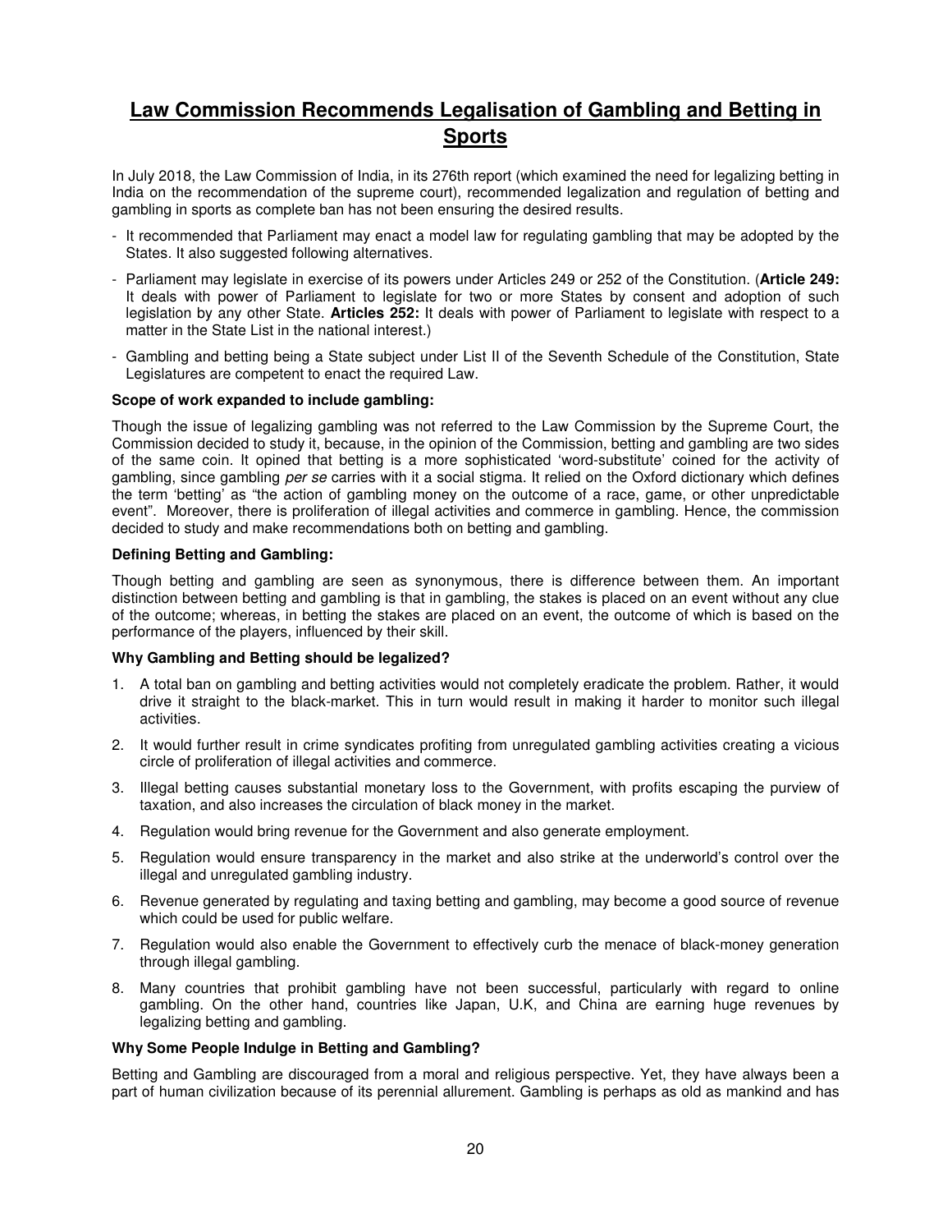## Law Commission Recommends Legalisation of Gambling and Betting in Sports

In July 2018, the Law Commission of India, in its 276th report (which examined the need for legalizing betting in India on the recommendation of the supreme court), recommended legalization and regulation of betting and gambling in sports as complete ban has not been ensuring the desired results.

- It recommended that Parliament may enact a model law for regulating gambling that may be adopted by the States. It also suggested following alternatives.
- Parliament may legislate in exercise of its powers under Articles 249 or 252 of the Constitution. (**Article 249:** It deals with power of Parliament to legislate for two or more States by consent and adoption of such legislation by any other State. **Articles 252:** It deals with power of Parliament to legislate with respect to a matter in the State List in the national interest.)
- Gambling and betting being a State subject under List II of the Seventh Schedule of the Constitution, State Legislatures are competent to enact the required Law.

**Scope of work expanded to include gambling:**

Though the issue of legalizing gambling was not referred to the Law Commission by the Supreme Court, the Commission decided to study it, because, in the opinion of the Commission, betting and gambling are two sides of the same coin. It opined that betting is a more sophisticated 'word-substitute' coined for the activity of gambling, since gambling *per se* carries with it a social stigma. It relied on the Oxford dictionary which defines the term 'betting' as "the action of gambling money on the outcome of a race, game, or other unpredictable event". Moreover, there is proliferation of illegal activities and commerce in gambling. Hence, the commission decided to study and make recommendations both on betting and gambling.

**Defining Betting and Gambling:**

Though betting and gambling are seen as synonymous, there is difference between them. An important distinction between betting and gambling is that in gambling, the stakes is placed on an event without any clue of the outcome; whereas, in betting the stakes are placed on an event, the outcome of which is based on the performance of the players, influenced by their skill.

**Why Gambling and Betting should be legalized?**

1. A total ban on gambling and betting activities would not completely eradicate the problem. Rather, it would drive it straight to the black-market. This in turn would result in making it harder to monitor such illegal activities.
2. It would further result in crime syndicates profiting from unregulated gambling activities creating a vicious circle of proliferation of illegal activities and commerce.
3. Illegal betting causes substantial monetary loss to the Government, with profits escaping the purview of taxation, and also increases the circulation of black money in the market.
4. Regulation would bring revenue for the Government and also generate employment.
5. Regulation would ensure transparency in the market and also strike at the underworld's control over the illegal and unregulated gambling industry.
6. Revenue generated by regulating and taxing betting and gambling, may become a good source of revenue which could be used for public welfare.
7. Regulation would also enable the Government to effectively curb the menace of black-money generation through illegal gambling.
8. Many countries that prohibit gambling have not been successful, particularly with regard to online gambling. On the other hand, countries like Japan, U.K, and China are earning huge revenues by legalizing betting and gambling.

**Why Some People Indulge in Betting and Gambling?**

Betting and Gambling are discouraged from a moral and religious perspective. Yet, they have always been a part of human civilization because of its perennial allurement. Gambling is perhaps as old as mankind and has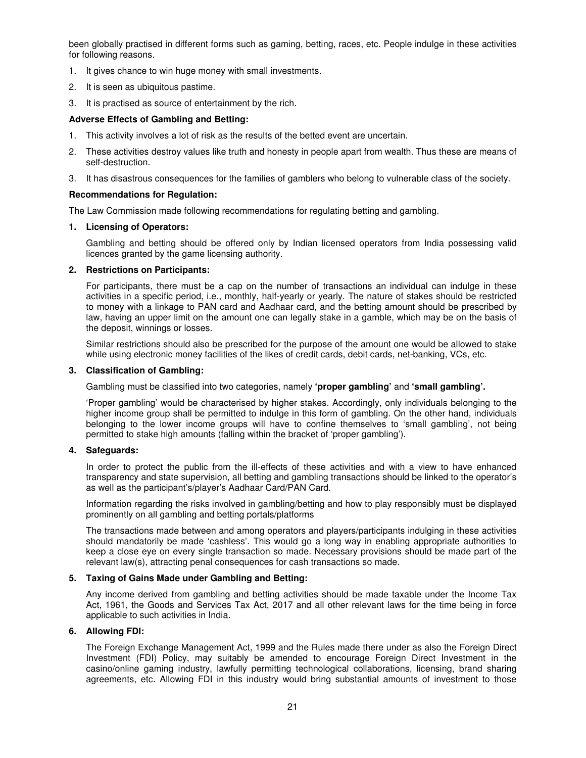been globally practised in different forms such as gaming, betting, races, etc. People indulge in these activities for following reasons.

1. It gives chance to win huge money with small investments.
2. It is seen as ubiquitous pastime.
3. It is practised as source of entertainment by the rich.

**Adverse Effects of Gambling and Betting:**

1. This activity involves a lot of risk as the results of the betted event are uncertain.
2. These activities destroy values like truth and honesty in people apart from wealth. Thus these are means of self-destruction.
3. It has disastrous consequences for the families of gamblers who belong to vulnerable class of the society.

**Recommendations for Regulation:**

The Law Commission made following recommendations for regulating betting and gambling.

**1. Licensing of Operators:**

Gambling and betting should be offered only by Indian licensed operators from India possessing valid licences granted by the game licensing authority.

**2. Restrictions on Participants:**

For participants, there must be a cap on the number of transactions an individual can indulge in these activities in a specific period, i.e., monthly, half-yearly or yearly. The nature of stakes should be restricted to money with a linkage to PAN card and Aadhaar card, and the betting amount should be prescribed by law, having an upper limit on the amount one can legally stake in a gamble, which may be on the basis of the deposit, winnings or losses.

Similar restrictions should also be prescribed for the purpose of the amount one would be allowed to stake while using electronic money facilities of the likes of credit cards, debit cards, net-banking, VCs, etc.

**3. Classification of Gambling:**

Gambling must be classified into two categories, namely **'proper gambling'** and **'small gambling'.**

'Proper gambling' would be characterised by higher stakes. Accordingly, only individuals belonging to the higher income group shall be permitted to indulge in this form of gambling. On the other hand, individuals belonging to the lower income groups will have to confine themselves to 'small gambling', not being permitted to stake high amounts (falling within the bracket of 'proper gambling').

**4. Safeguards:**

In order to protect the public from the ill-effects of these activities and with a view to have enhanced transparency and state supervision, all betting and gambling transactions should be linked to the operator's as well as the participant's/player's Aadhaar Card/PAN Card.

Information regarding the risks involved in gambling/betting and how to play responsibly must be displayed prominently on all gambling and betting portals/platforms

The transactions made between and among operators and players/participants indulging in these activities should mandatorily be made 'cashless'. This would go a long way in enabling appropriate authorities to keep a close eye on every single transaction so made. Necessary provisions should be made part of the relevant law(s), attracting penal consequences for cash transactions so made.

**5. Taxing of Gains Made under Gambling and Betting:**

Any income derived from gambling and betting activities should be made taxable under the Income Tax Act, 1961, the Goods and Services Tax Act, 2017 and all other relevant laws for the time being in force applicable to such activities in India.

**6. Allowing FDI:**

The Foreign Exchange Management Act, 1999 and the Rules made there under as also the Foreign Direct Investment (FDI) Policy, may suitably be amended to encourage Foreign Direct Investment in the casino/online gaming industry, lawfully permitting technological collaborations, licensing, brand sharing agreements, etc. Allowing FDI in this industry would bring substantial amounts of investment to those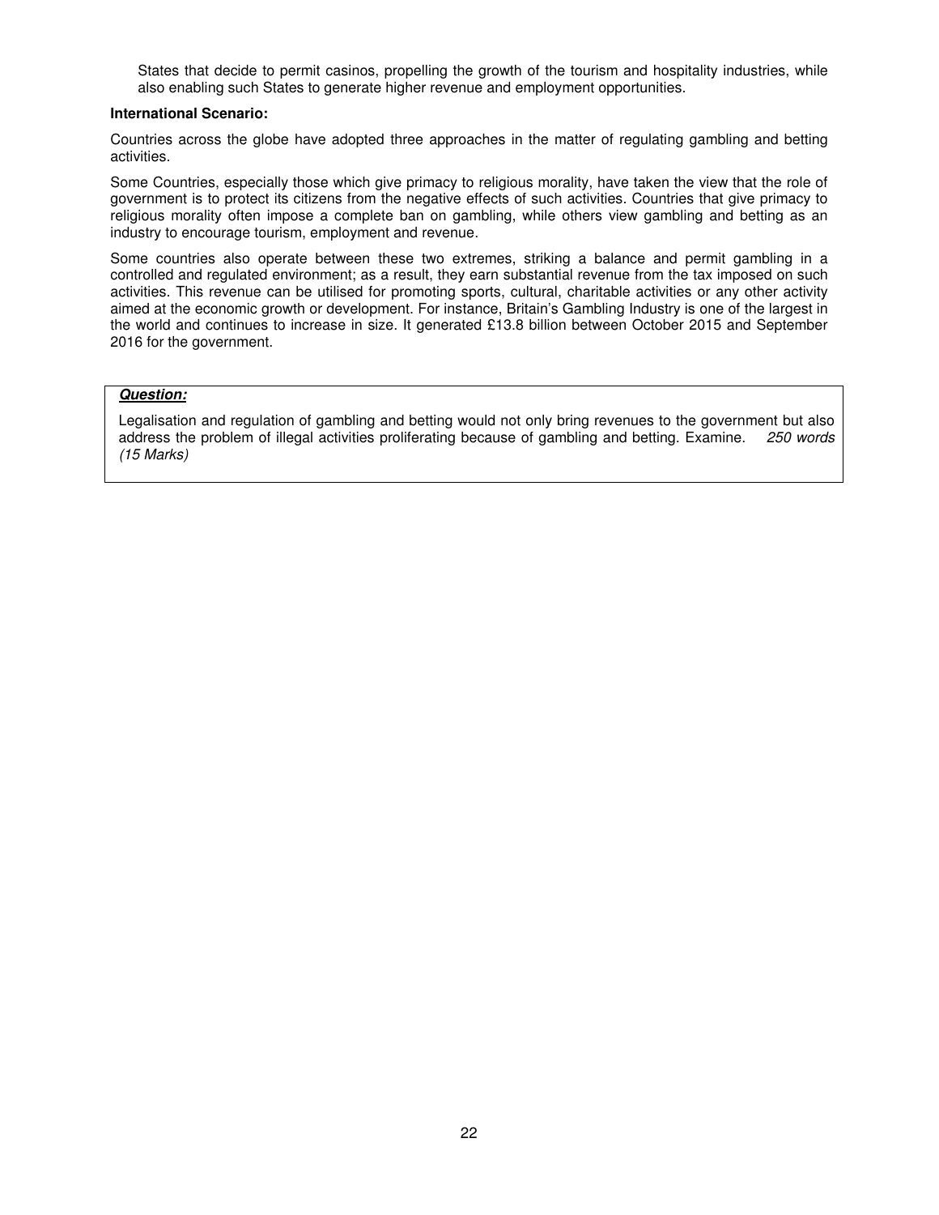States that decide to permit casinos, propelling the growth of the tourism and hospitality industries, while also enabling such States to generate higher revenue and employment opportunities.

**International Scenario:**

Countries across the globe have adopted three approaches in the matter of regulating gambling and betting activities.

Some Countries, especially those which give primacy to religious morality, have taken the view that the role of government is to protect its citizens from the negative effects of such activities. Countries that give primacy to religious morality often impose a complete ban on gambling, while others view gambling and betting as an industry to encourage tourism, employment and revenue.

Some countries also operate between these two extremes, striking a balance and permit gambling in a controlled and regulated environment; as a result, they earn substantial revenue from the tax imposed on such activities. This revenue can be utilised for promoting sports, cultural, charitable activities or any other activity aimed at the economic growth or development. For instance, Britain's Gambling Industry is one of the largest in the world and continues to increase in size. It generated £13.8 billion between October 2015 and September 2016 for the government.

***Question:***

Legalisation and regulation of gambling and betting would not only bring revenues to the government but also address the problem of illegal activities proliferating because of gambling and betting. Examine. *250 words (15 Marks)*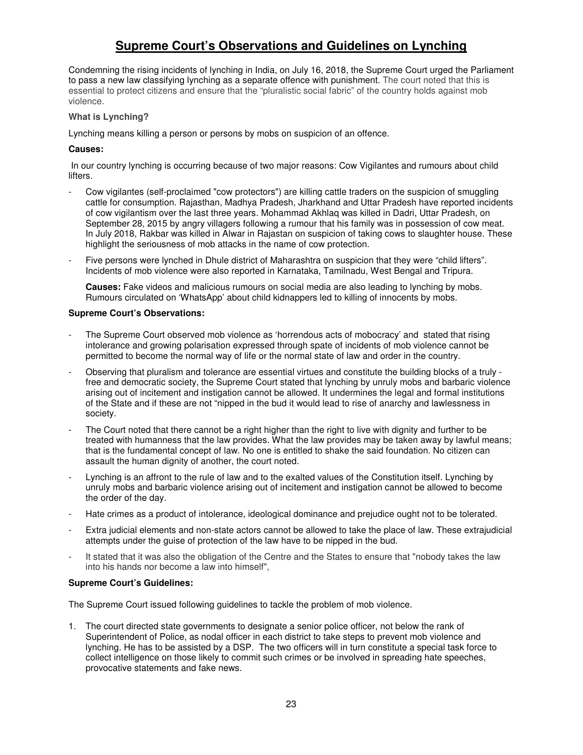# Supreme Court's Observations and Guidelines on Lynching

Condemning the rising incidents of lynching in India, on July 16, 2018, the Supreme Court urged the Parliament to pass a new law classifying lynching as a separate offence with punishment. The court noted that this is essential to protect citizens and ensure that the "pluralistic social fabric" of the country holds against mob violence.

**What is Lynching?**

Lynching means killing a person or persons by mobs on suspicion of an offence.

**Causes:**

In our country lynching is occurring because of two major reasons: Cow Vigilantes and rumours about child lifters.

- Cow vigilantes (self-proclaimed "cow protectors") are killing cattle traders on the suspicion of smuggling cattle for consumption. Rajasthan, Madhya Pradesh, Jharkhand and Uttar Pradesh have reported incidents of cow vigilantism over the last three years. Mohammad Akhlaq was killed in Dadri, Uttar Pradesh, on September 28, 2015 by angry villagers following a rumour that his family was in possession of cow meat. In July 2018, Rakbar was killed in Alwar in Rajastan on suspicion of taking cows to slaughter house. These highlight the seriousness of mob attacks in the name of cow protection.
- Five persons were lynched in Dhule district of Maharashtra on suspicion that they were "child lifters". Incidents of mob violence were also reported in Karnataka, Tamilnadu, West Bengal and Tripura.

  **Causes:** Fake videos and malicious rumours on social media are also leading to lynching by mobs. Rumours circulated on 'WhatsApp' about child kidnappers led to killing of innocents by mobs.

**Supreme Court's Observations:**

- The Supreme Court observed mob violence as 'horrendous acts of mobocracy' and stated that rising intolerance and growing polarisation expressed through spate of incidents of mob violence cannot be permitted to become the normal way of life or the normal state of law and order in the country.
- Observing that pluralism and tolerance are essential virtues and constitute the building blocks of a truly - free and democratic society, the Supreme Court stated that lynching by unruly mobs and barbaric violence arising out of incitement and instigation cannot be allowed. It undermines the legal and formal institutions of the State and if these are not "nipped in the bud it would lead to rise of anarchy and lawlessness in society.
- The Court noted that there cannot be a right higher than the right to live with dignity and further to be treated with humanness that the law provides. What the law provides may be taken away by lawful means; that is the fundamental concept of law. No one is entitled to shake the said foundation. No citizen can assault the human dignity of another, the court noted.
- Lynching is an affront to the rule of law and to the exalted values of the Constitution itself. Lynching by unruly mobs and barbaric violence arising out of incitement and instigation cannot be allowed to become the order of the day.
- Hate crimes as a product of intolerance, ideological dominance and prejudice ought not to be tolerated.
- Extra judicial elements and non-state actors cannot be allowed to take the place of law. These extrajudicial attempts under the guise of protection of the law have to be nipped in the bud.
- It stated that it was also the obligation of the Centre and the States to ensure that "nobody takes the law into his hands nor become a law into himself",

**Supreme Court's Guidelines:**

The Supreme Court issued following guidelines to tackle the problem of mob violence.

1. The court directed state governments to designate a senior police officer, not below the rank of Superintendent of Police, as nodal officer in each district to take steps to prevent mob violence and lynching. He has to be assisted by a DSP. The two officers will in turn constitute a special task force to collect intelligence on those likely to commit such crimes or be involved in spreading hate speeches, provocative statements and fake news.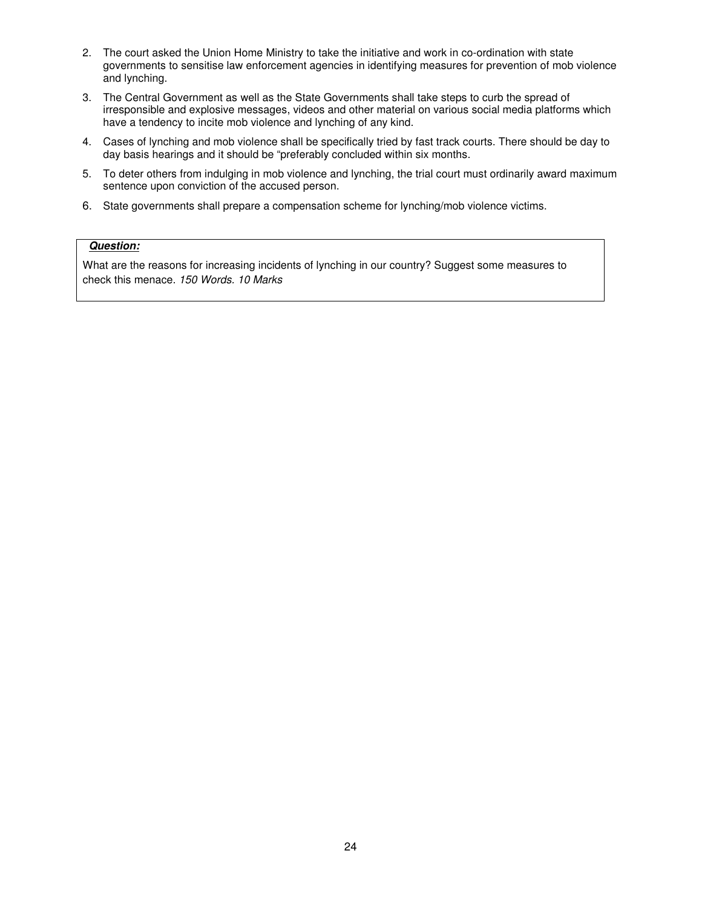2. The court asked the Union Home Ministry to take the initiative and work in co-ordination with state governments to sensitise law enforcement agencies in identifying measures for prevention of mob violence and lynching.
3. The Central Government as well as the State Governments shall take steps to curb the spread of irresponsible and explosive messages, videos and other material on various social media platforms which have a tendency to incite mob violence and lynching of any kind.
4. Cases of lynching and mob violence shall be specifically tried by fast track courts. There should be day to day basis hearings and it should be "preferably concluded within six months.
5. To deter others from indulging in mob violence and lynching, the trial court must ordinarily award maximum sentence upon conviction of the accused person.
6. State governments shall prepare a compensation scheme for lynching/mob violence victims.

***Question:***

What are the reasons for increasing incidents of lynching in our country? Suggest some measures to check this menace. *150 Words. 10 Marks*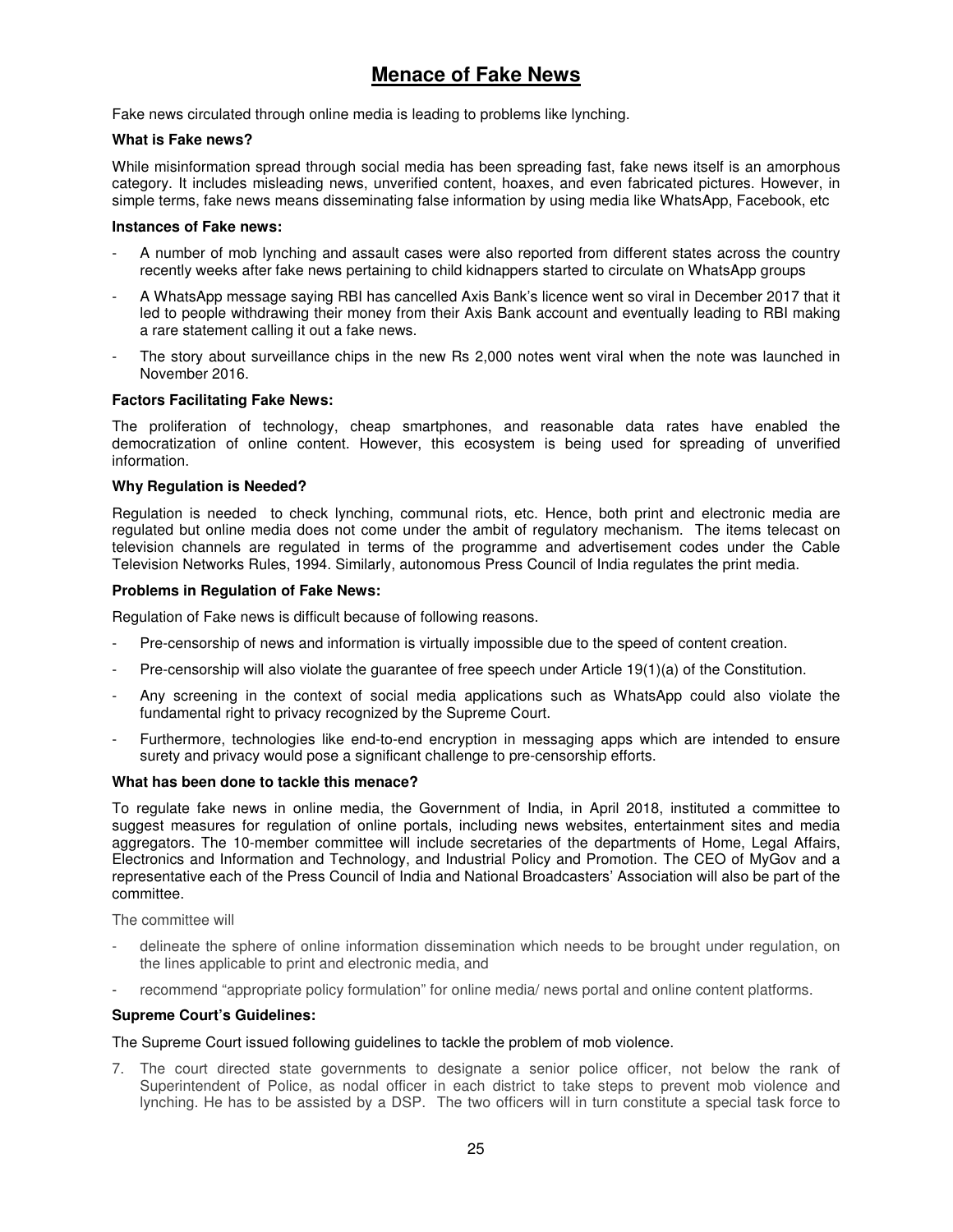# Menace of Fake News

Fake news circulated through online media is leading to problems like lynching.

**What is Fake news?**

While misinformation spread through social media has been spreading fast, fake news itself is an amorphous category. It includes misleading news, unverified content, hoaxes, and even fabricated pictures. However, in simple terms, fake news means disseminating false information by using media like WhatsApp, Facebook, etc

**Instances of Fake news:**

- A number of mob lynching and assault cases were also reported from different states across the country recently weeks after fake news pertaining to child kidnappers started to circulate on WhatsApp groups
- A WhatsApp message saying RBI has cancelled Axis Bank's licence went so viral in December 2017 that it led to people withdrawing their money from their Axis Bank account and eventually leading to RBI making a rare statement calling it out a fake news.
- The story about surveillance chips in the new Rs 2,000 notes went viral when the note was launched in November 2016.

**Factors Facilitating Fake News:**

The proliferation of technology, cheap smartphones, and reasonable data rates have enabled the democratization of online content. However, this ecosystem is being used for spreading of unverified information.

**Why Regulation is Needed?**

Regulation is needed to check lynching, communal riots, etc. Hence, both print and electronic media are regulated but online media does not come under the ambit of regulatory mechanism. The items telecast on television channels are regulated in terms of the programme and advertisement codes under the Cable Television Networks Rules, 1994. Similarly, autonomous Press Council of India regulates the print media.

**Problems in Regulation of Fake News:**

Regulation of Fake news is difficult because of following reasons.

- Pre-censorship of news and information is virtually impossible due to the speed of content creation.
- Pre-censorship will also violate the guarantee of free speech under Article 19(1)(a) of the Constitution.
- Any screening in the context of social media applications such as WhatsApp could also violate the fundamental right to privacy recognized by the Supreme Court.
- Furthermore, technologies like end-to-end encryption in messaging apps which are intended to ensure surety and privacy would pose a significant challenge to pre-censorship efforts.

**What has been done to tackle this menace?**

To regulate fake news in online media, the Government of India, in April 2018, instituted a committee to suggest measures for regulation of online portals, including news websites, entertainment sites and media aggregators. The 10-member committee will include secretaries of the departments of Home, Legal Affairs, Electronics and Information and Technology, and Industrial Policy and Promotion. The CEO of MyGov and a representative each of the Press Council of India and National Broadcasters' Association will also be part of the committee.

The committee will

- delineate the sphere of online information dissemination which needs to be brought under regulation, on the lines applicable to print and electronic media, and
- recommend "appropriate policy formulation" for online media/ news portal and online content platforms.

**Supreme Court's Guidelines:**

The Supreme Court issued following guidelines to tackle the problem of mob violence.

7. The court directed state governments to designate a senior police officer, not below the rank of Superintendent of Police, as nodal officer in each district to take steps to prevent mob violence and lynching. He has to be assisted by a DSP. The two officers will in turn constitute a special task force to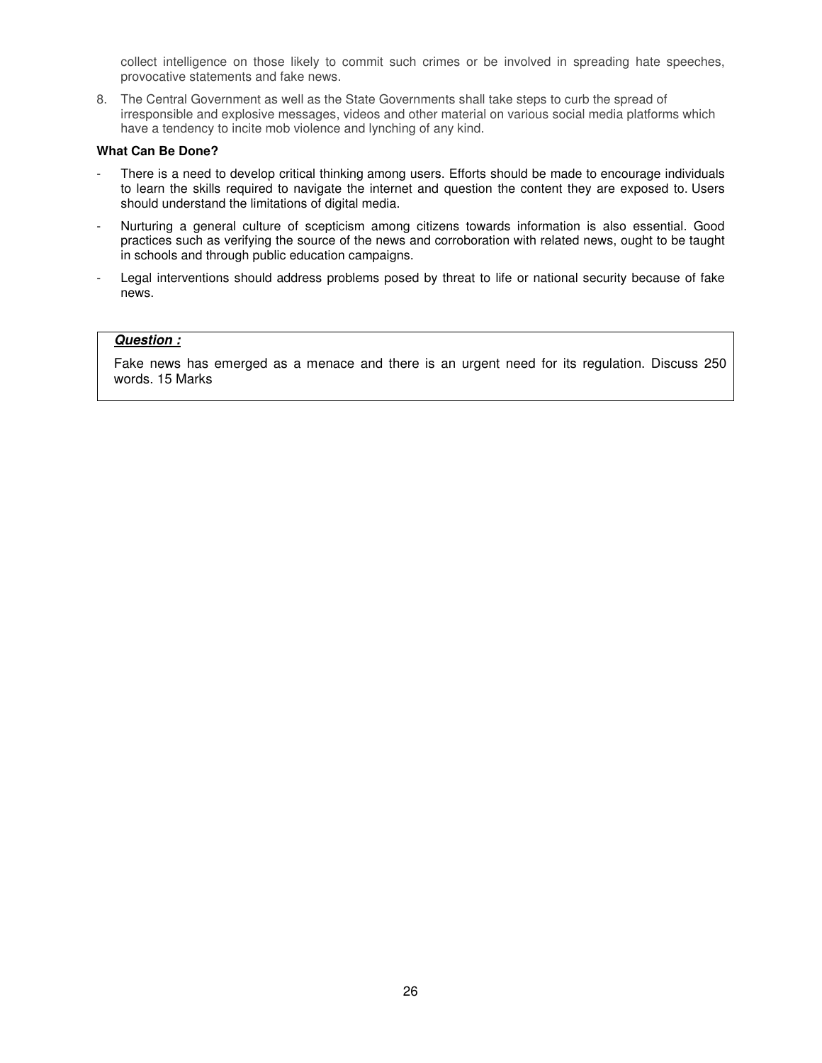collect intelligence on those likely to commit such crimes or be involved in spreading hate speeches, provocative statements and fake news.

8. The Central Government as well as the State Governments shall take steps to curb the spread of irresponsible and explosive messages, videos and other material on various social media platforms which have a tendency to incite mob violence and lynching of any kind.

**What Can Be Done?**

- There is a need to develop critical thinking among users. Efforts should be made to encourage individuals to learn the skills required to navigate the internet and question the content they are exposed to. Users should understand the limitations of digital media.
- Nurturing a general culture of scepticism among citizens towards information is also essential. Good practices such as verifying the source of the news and corroboration with related news, ought to be taught in schools and through public education campaigns.
- Legal interventions should address problems posed by threat to life or national security because of fake news.

***Question :***

Fake news has emerged as a menace and there is an urgent need for its regulation. Discuss 250 words. 15 Marks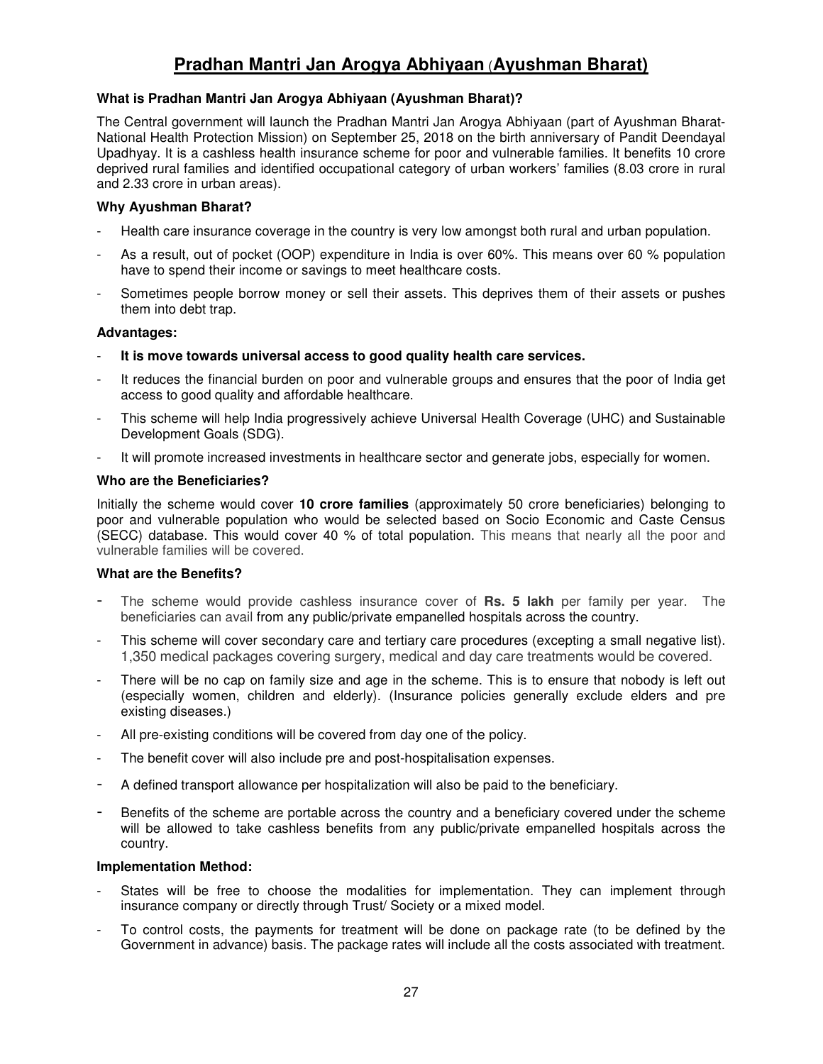# Pradhan Mantri Jan Arogya Abhiyaan (Ayushman Bharat)

**What is Pradhan Mantri Jan Arogya Abhiyaan (Ayushman Bharat)?**

The Central government will launch the Pradhan Mantri Jan Arogya Abhiyaan (part of Ayushman Bharat-National Health Protection Mission) on September 25, 2018 on the birth anniversary of Pandit Deendayal Upadhyay. It is a cashless health insurance scheme for poor and vulnerable families. It benefits 10 crore deprived rural families and identified occupational category of urban workers' families (8.03 crore in rural and 2.33 crore in urban areas).

**Why Ayushman Bharat?**

- Health care insurance coverage in the country is very low amongst both rural and urban population.
- As a result, out of pocket (OOP) expenditure in India is over 60%. This means over 60 % population have to spend their income or savings to meet healthcare costs.
- Sometimes people borrow money or sell their assets. This deprives them of their assets or pushes them into debt trap.

**Advantages:**

- **It is move towards universal access to good quality health care services.**
- It reduces the financial burden on poor and vulnerable groups and ensures that the poor of India get access to good quality and affordable healthcare.
- This scheme will help India progressively achieve Universal Health Coverage (UHC) and Sustainable Development Goals (SDG).
- It will promote increased investments in healthcare sector and generate jobs, especially for women.

**Who are the Beneficiaries?**

Initially the scheme would cover **10 crore families** (approximately 50 crore beneficiaries) belonging to poor and vulnerable population who would be selected based on Socio Economic and Caste Census (SECC) database. This would cover 40 % of total population. This means that nearly all the poor and vulnerable families will be covered.

**What are the Benefits?**

- The scheme would provide cashless insurance cover of **Rs. 5 lakh** per family per year. The beneficiaries can avail from any public/private empanelled hospitals across the country.
- This scheme will cover secondary care and tertiary care procedures (excepting a small negative list). 1,350 medical packages covering surgery, medical and day care treatments would be covered.
- There will be no cap on family size and age in the scheme. This is to ensure that nobody is left out (especially women, children and elderly). (Insurance policies generally exclude elders and pre existing diseases.)
- All pre-existing conditions will be covered from day one of the policy.
- The benefit cover will also include pre and post-hospitalisation expenses.
- A defined transport allowance per hospitalization will also be paid to the beneficiary.
- Benefits of the scheme are portable across the country and a beneficiary covered under the scheme will be allowed to take cashless benefits from any public/private empanelled hospitals across the country.

**Implementation Method:**

- States will be free to choose the modalities for implementation. They can implement through insurance company or directly through Trust/ Society or a mixed model.
- To control costs, the payments for treatment will be done on package rate (to be defined by the Government in advance) basis. The package rates will include all the costs associated with treatment.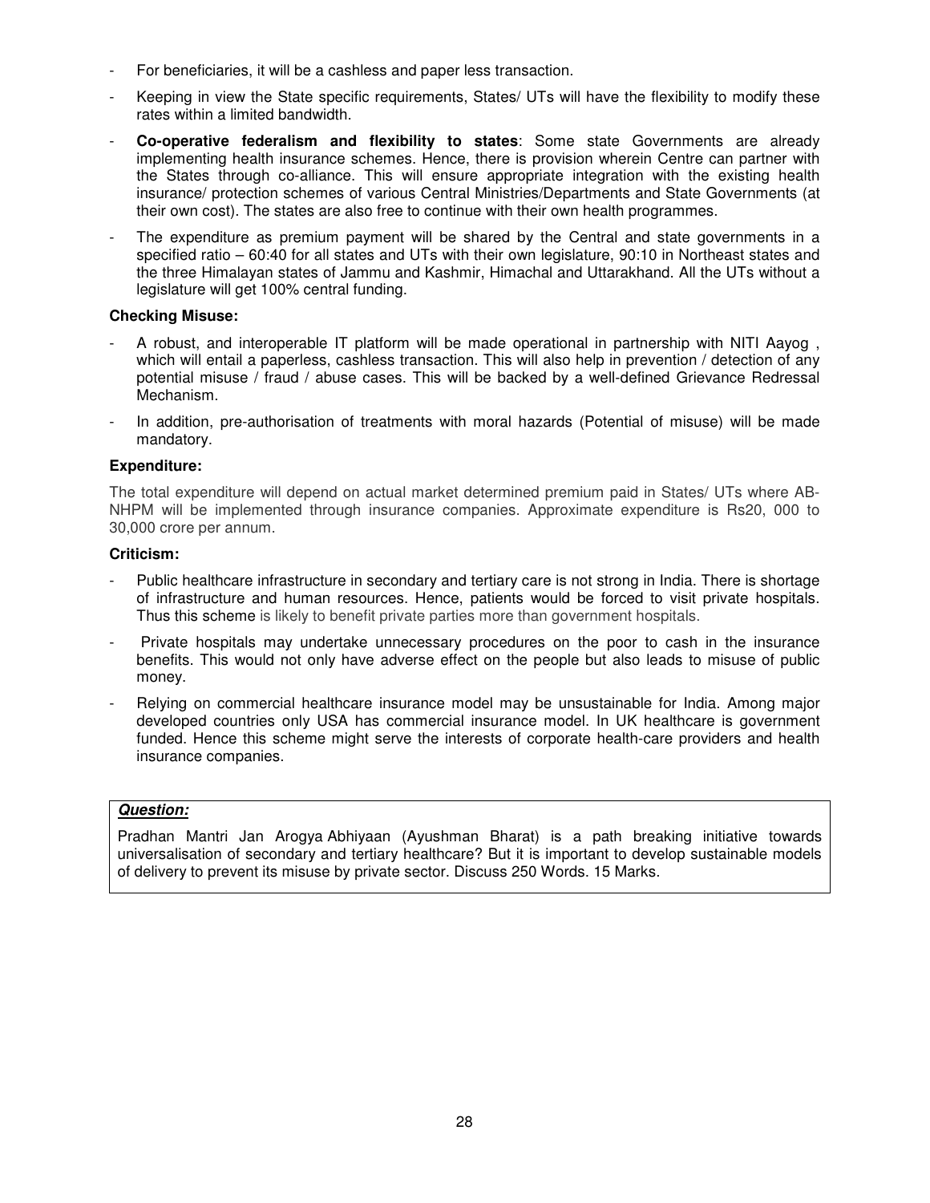- For beneficiaries, it will be a cashless and paper less transaction.
- Keeping in view the State specific requirements, States/ UTs will have the flexibility to modify these rates within a limited bandwidth.
- **Co-operative federalism and flexibility to states**: Some state Governments are already implementing health insurance schemes. Hence, there is provision wherein Centre can partner with the States through co-alliance. This will ensure appropriate integration with the existing health insurance/ protection schemes of various Central Ministries/Departments and State Governments (at their own cost). The states are also free to continue with their own health programmes.
- The expenditure as premium payment will be shared by the Central and state governments in a specified ratio – 60:40 for all states and UTs with their own legislature, 90:10 in Northeast states and the three Himalayan states of Jammu and Kashmir, Himachal and Uttarakhand. All the UTs without a legislature will get 100% central funding.

**Checking Misuse:**

- A robust, and interoperable IT platform will be made operational in partnership with NITI Aayog , which will entail a paperless, cashless transaction. This will also help in prevention / detection of any potential misuse / fraud / abuse cases. This will be backed by a well-defined Grievance Redressal Mechanism.
- In addition, pre-authorisation of treatments with moral hazards (Potential of misuse) will be made mandatory.

**Expenditure:**

The total expenditure will depend on actual market determined premium paid in States/ UTs where AB-NHPM will be implemented through insurance companies. Approximate expenditure is Rs20, 000 to 30,000 crore per annum.

**Criticism:**

- Public healthcare infrastructure in secondary and tertiary care is not strong in India. There is shortage of infrastructure and human resources. Hence, patients would be forced to visit private hospitals. Thus this scheme is likely to benefit private parties more than government hospitals.
- Private hospitals may undertake unnecessary procedures on the poor to cash in the insurance benefits. This would not only have adverse effect on the people but also leads to misuse of public money.
- Relying on commercial healthcare insurance model may be unsustainable for India. Among major developed countries only USA has commercial insurance model. In UK healthcare is government funded. Hence this scheme might serve the interests of corporate health-care providers and health insurance companies.

***Question:***

Pradhan Mantri Jan Arogya Abhiyaan (Ayushman Bharat) is a path breaking initiative towards universalisation of secondary and tertiary healthcare? But it is important to develop sustainable models of delivery to prevent its misuse by private sector. Discuss 250 Words. 15 Marks.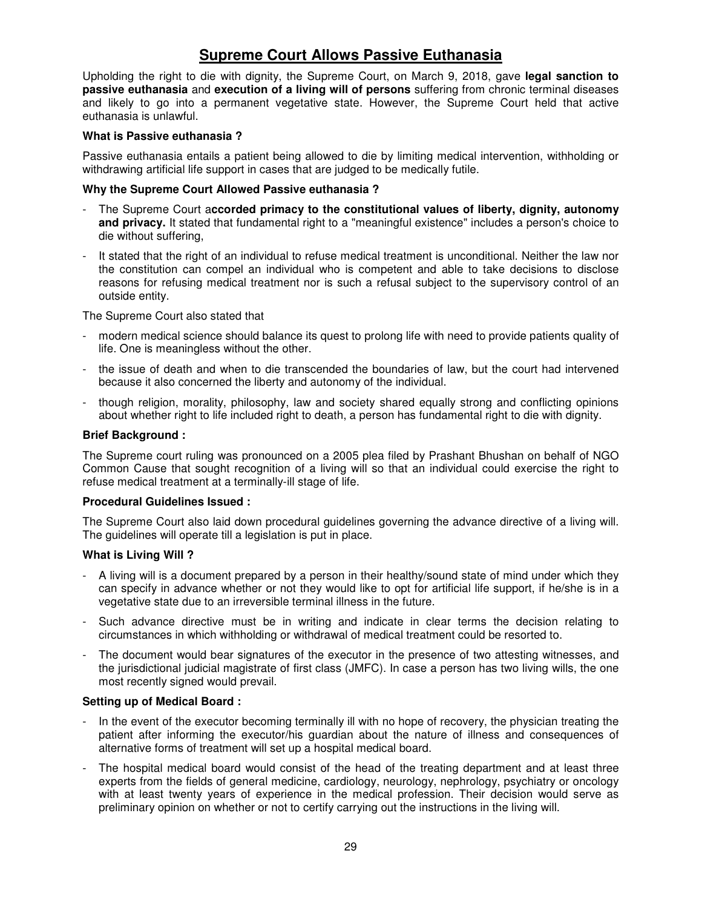# Supreme Court Allows Passive Euthanasia

Upholding the right to die with dignity, the Supreme Court, on March 9, 2018, gave **legal sanction to passive euthanasia** and **execution of a living will of persons** suffering from chronic terminal diseases and likely to go into a permanent vegetative state. However, the Supreme Court held that active euthanasia is unlawful.

**What is Passive euthanasia ?**

Passive euthanasia entails a patient being allowed to die by limiting medical intervention, withholding or withdrawing artificial life support in cases that are judged to be medically futile.

**Why the Supreme Court Allowed Passive euthanasia ?**

- The Supreme Court a**ccorded primacy to the constitutional values of liberty, dignity, autonomy and privacy.** It stated that fundamental right to a "meaningful existence" includes a person's choice to die without suffering,
- It stated that the right of an individual to refuse medical treatment is unconditional. Neither the law nor the constitution can compel an individual who is competent and able to take decisions to disclose reasons for refusing medical treatment nor is such a refusal subject to the supervisory control of an outside entity.

The Supreme Court also stated that

- modern medical science should balance its quest to prolong life with need to provide patients quality of life. One is meaningless without the other.
- the issue of death and when to die transcended the boundaries of law, but the court had intervened because it also concerned the liberty and autonomy of the individual.
- though religion, morality, philosophy, law and society shared equally strong and conflicting opinions about whether right to life included right to death, a person has fundamental right to die with dignity.

**Brief Background :**

The Supreme court ruling was pronounced on a 2005 plea filed by Prashant Bhushan on behalf of NGO Common Cause that sought recognition of a living will so that an individual could exercise the right to refuse medical treatment at a terminally-ill stage of life.

**Procedural Guidelines Issued :**

The Supreme Court also laid down procedural guidelines governing the advance directive of a living will. The guidelines will operate till a legislation is put in place.

**What is Living Will ?**

- A living will is a document prepared by a person in their healthy/sound state of mind under which they can specify in advance whether or not they would like to opt for artificial life support, if he/she is in a vegetative state due to an irreversible terminal illness in the future.
- Such advance directive must be in writing and indicate in clear terms the decision relating to circumstances in which withholding or withdrawal of medical treatment could be resorted to.
- The document would bear signatures of the executor in the presence of two attesting witnesses, and the jurisdictional judicial magistrate of first class (JMFC). In case a person has two living wills, the one most recently signed would prevail.

**Setting up of Medical Board :**

- In the event of the executor becoming terminally ill with no hope of recovery, the physician treating the patient after informing the executor/his guardian about the nature of illness and consequences of alternative forms of treatment will set up a hospital medical board.
- The hospital medical board would consist of the head of the treating department and at least three experts from the fields of general medicine, cardiology, neurology, nephrology, psychiatry or oncology with at least twenty years of experience in the medical profession. Their decision would serve as preliminary opinion on whether or not to certify carrying out the instructions in the living will.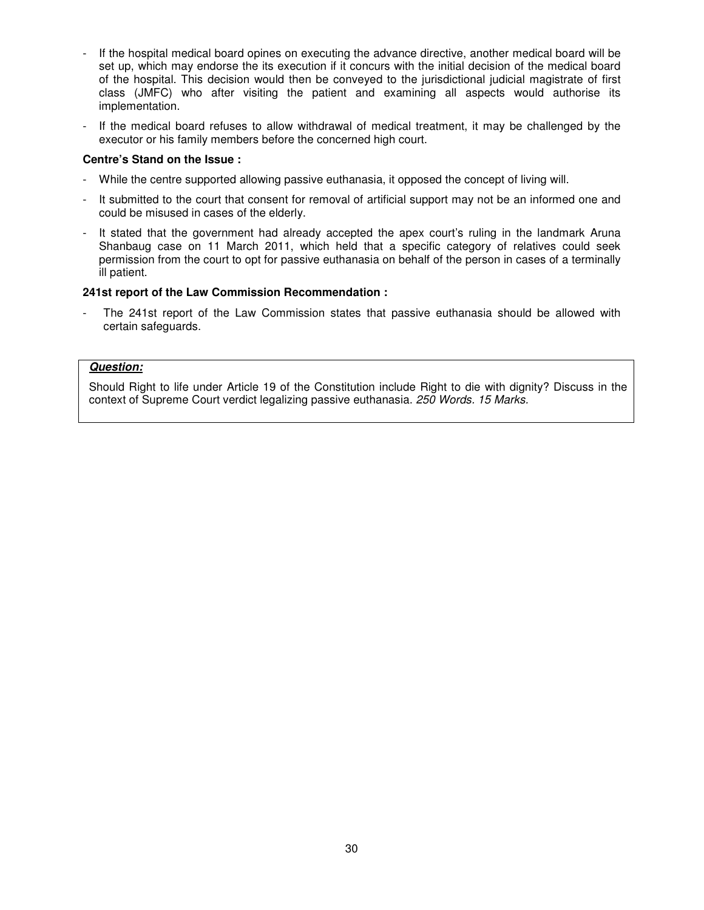- If the hospital medical board opines on executing the advance directive, another medical board will be set up, which may endorse the its execution if it concurs with the initial decision of the medical board of the hospital. This decision would then be conveyed to the jurisdictional judicial magistrate of first class (JMFC) who after visiting the patient and examining all aspects would authorise its implementation.
- If the medical board refuses to allow withdrawal of medical treatment, it may be challenged by the executor or his family members before the concerned high court.

**Centre's Stand on the Issue :**

- While the centre supported allowing passive euthanasia, it opposed the concept of living will.
- It submitted to the court that consent for removal of artificial support may not be an informed one and could be misused in cases of the elderly.
- It stated that the government had already accepted the apex court's ruling in the landmark Aruna Shanbaug case on 11 March 2011, which held that a specific category of relatives could seek permission from the court to opt for passive euthanasia on behalf of the person in cases of a terminally ill patient.

**241st report of the Law Commission Recommendation :**

- The 241st report of the Law Commission states that passive euthanasia should be allowed with certain safeguards.

***Question:***

Should Right to life under Article 19 of the Constitution include Right to die with dignity? Discuss in the context of Supreme Court verdict legalizing passive euthanasia. *250 Words. 15 Marks.*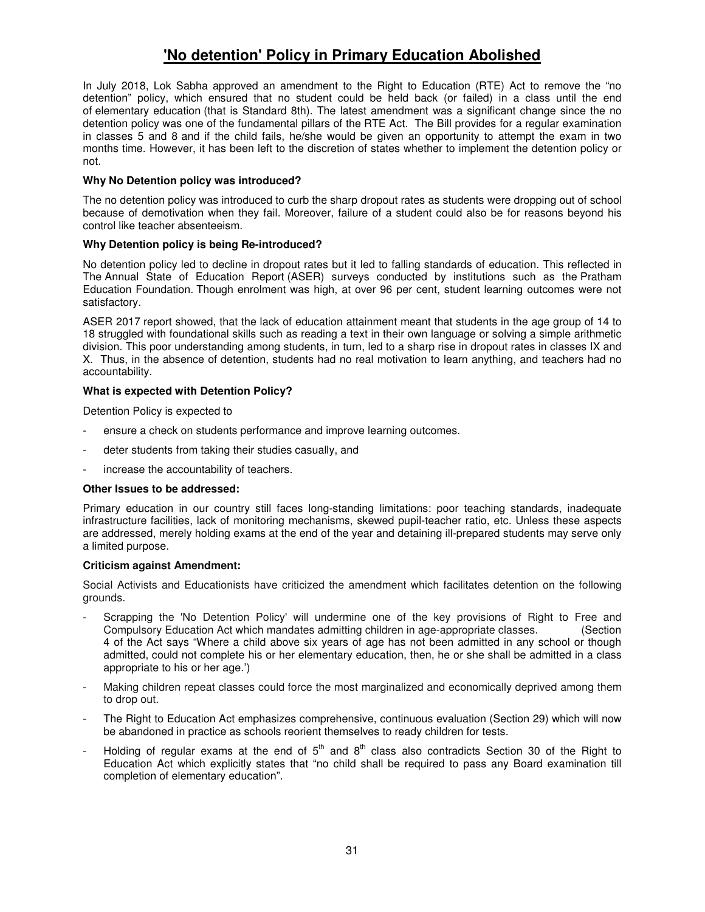# 'No detention' Policy in Primary Education Abolished

In July 2018, Lok Sabha approved an amendment to the Right to Education (RTE) Act to remove the "no detention" policy, which ensured that no student could be held back (or failed) in a class until the end of elementary education (that is Standard 8th). The latest amendment was a significant change since the no detention policy was one of the fundamental pillars of the RTE Act. The Bill provides for a regular examination in classes 5 and 8 and if the child fails, he/she would be given an opportunity to attempt the exam in two months time. However, it has been left to the discretion of states whether to implement the detention policy or not.

**Why No Detention policy was introduced?**

The no detention policy was introduced to curb the sharp dropout rates as students were dropping out of school because of demotivation when they fail. Moreover, failure of a student could also be for reasons beyond his control like teacher absenteeism.

**Why Detention policy is being Re-introduced?**

No detention policy led to decline in dropout rates but it led to falling standards of education. This reflected in The Annual State of Education Report (ASER) surveys conducted by institutions such as the Pratham Education Foundation. Though enrolment was high, at over 96 per cent, student learning outcomes were not satisfactory.

ASER 2017 report showed, that the lack of education attainment meant that students in the age group of 14 to 18 struggled with foundational skills such as reading a text in their own language or solving a simple arithmetic division. This poor understanding among students, in turn, led to a sharp rise in dropout rates in classes IX and X. Thus, in the absence of detention, students had no real motivation to learn anything, and teachers had no accountability.

**What is expected with Detention Policy?**

Detention Policy is expected to

- ensure a check on students performance and improve learning outcomes.
- deter students from taking their studies casually, and
- increase the accountability of teachers.

**Other Issues to be addressed:**

Primary education in our country still faces long-standing limitations: poor teaching standards, inadequate infrastructure facilities, lack of monitoring mechanisms, skewed pupil-teacher ratio, etc. Unless these aspects are addressed, merely holding exams at the end of the year and detaining ill-prepared students may serve only a limited purpose.

**Criticism against Amendment:**

Social Activists and Educationists have criticized the amendment which facilitates detention on the following grounds.

- Scrapping the 'No Detention Policy' will undermine one of the key provisions of Right to Free and Compulsory Education Act which mandates admitting children in age-appropriate classes. (Section 4 of the Act says "Where a child above six years of age has not been admitted in any school or though admitted, could not complete his or her elementary education, then, he or she shall be admitted in a class appropriate to his or her age.')
- Making children repeat classes could force the most marginalized and economically deprived among them to drop out.
- The Right to Education Act emphasizes comprehensive, continuous evaluation (Section 29) which will now be abandoned in practice as schools reorient themselves to ready children for tests.
- Holding of regular exams at the end of 5th and 8th class also contradicts Section 30 of the Right to Education Act which explicitly states that "no child shall be required to pass any Board examination till completion of elementary education".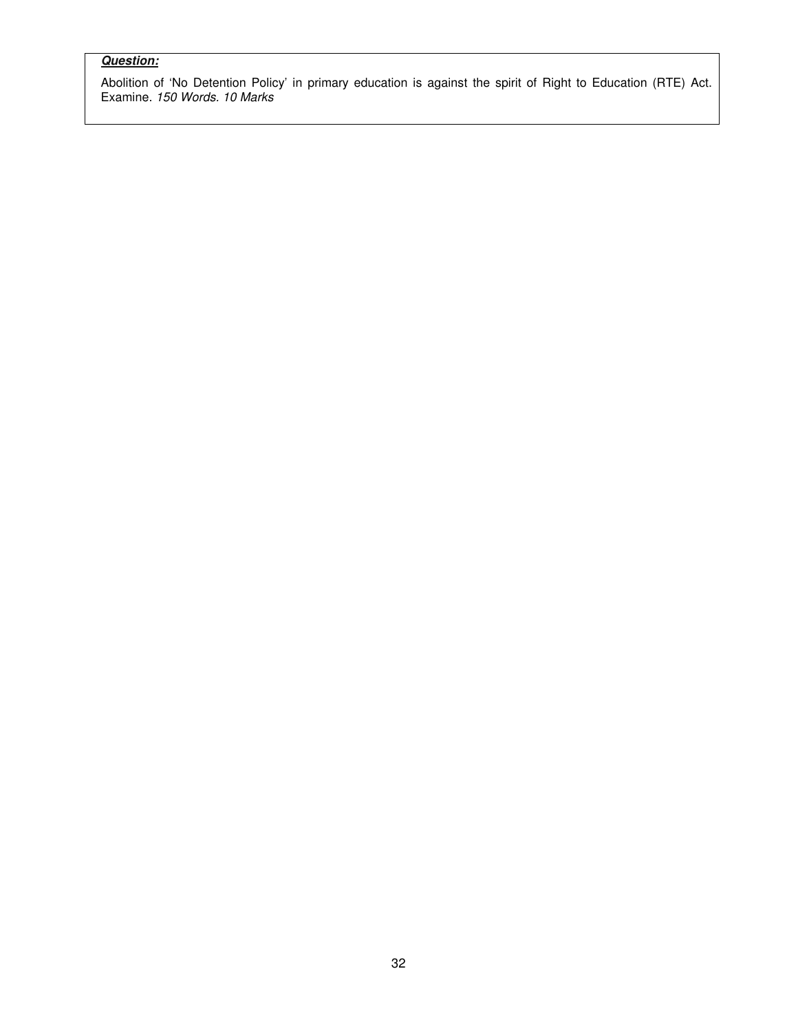***Question:***

Abolition of 'No Detention Policy' in primary education is against the spirit of Right to Education (RTE) Act. Examine. *150 Words. 10 Marks*